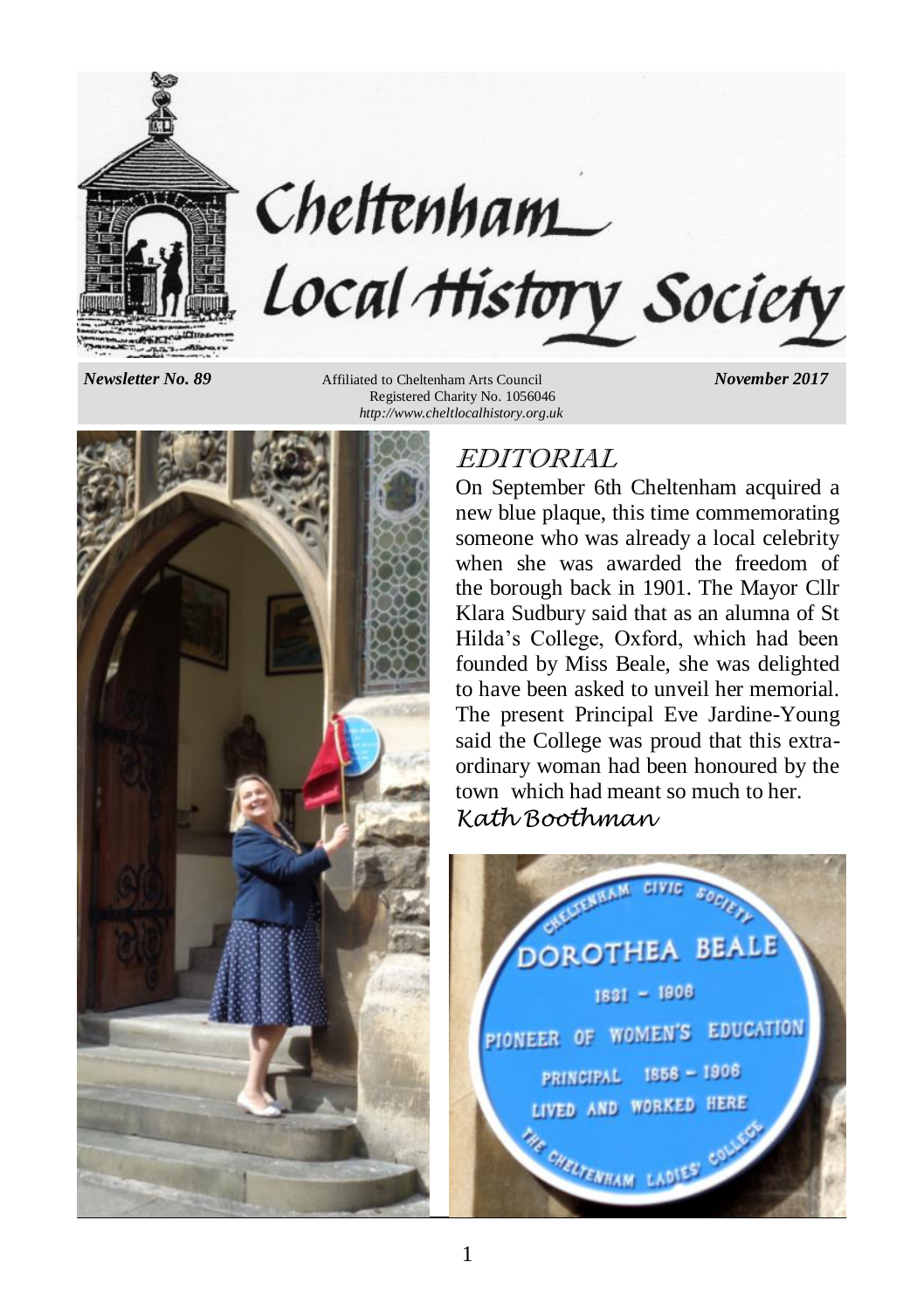# Cheltenham Local History Society

*Newsletter No. 89* — Affiliated to Cheltenham Arts Council — *November 2017*

Registered Charity No. 1056046

*http://www.cheltlocalhistory.org.uk*

## EDITORIAL

On September 6th Cheltenham acquired a new blue plaque, this time commemorating someone who was already a local celebrity when she was awarded the freedom of the borough back in 1901. The Mayor Cllr Klara Sudbury said that as an alumna of St Hilda's College, Oxford, which had been founded by Miss Beale, she was delighted to have been asked to unveil her memorial. The present Principal Eve Jardine-Young said the College was proud that this extra-ordinary woman had been honoured by the town which had meant so much to her.

*Kath Boothman*

CHELTENHAM CIVIC SOCIETY
DOROTHEA BEALE
1831 – 1906
PIONEER OF WOMEN'S EDUCATION
PRINCIPAL 1858 – 1906
LIVED AND WORKED HERE
THE CHELTENHAM LADIES' COLLEGE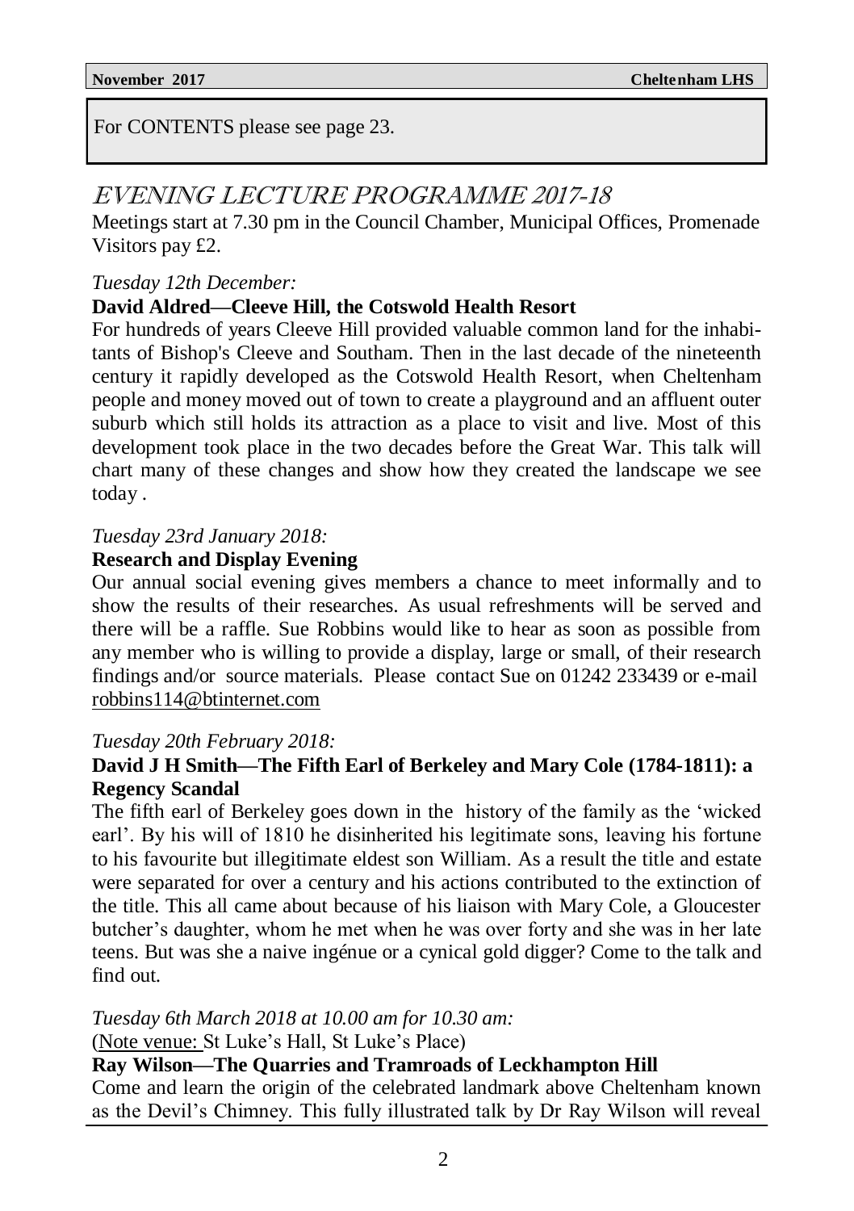For CONTENTS please see page 23.

# EVENING LECTURE PROGRAMME 2017-18

Meetings start at 7.30 pm in the Council Chamber, Municipal Offices, Promenade Visitors pay £2.

*Tuesday 12th December:*

**David Aldred—Cleeve Hill, the Cotswold Health Resort**

For hundreds of years Cleeve Hill provided valuable common land for the inhabitants of Bishop's Cleeve and Southam. Then in the last decade of the nineteenth century it rapidly developed as the Cotswold Health Resort, when Cheltenham people and money moved out of town to create a playground and an affluent outer suburb which still holds its attraction as a place to visit and live. Most of this development took place in the two decades before the Great War. This talk will chart many of these changes and show how they created the landscape we see today .

*Tuesday 23rd January 2018:*

**Research and Display Evening**

Our annual social evening gives members a chance to meet informally and to show the results of their researches. As usual refreshments will be served and there will be a raffle. Sue Robbins would like to hear as soon as possible from any member who is willing to provide a display, large or small, of their research findings and/or source materials. Please contact Sue on 01242 233439 or e-mail robbins114@btinternet.com

*Tuesday 20th February 2018:*

**David J H Smith—The Fifth Earl of Berkeley and Mary Cole (1784-1811): a Regency Scandal**

The fifth earl of Berkeley goes down in the history of the family as the 'wicked earl'. By his will of 1810 he disinherited his legitimate sons, leaving his fortune to his favourite but illegitimate eldest son William. As a result the title and estate were separated for over a century and his actions contributed to the extinction of the title. This all came about because of his liaison with Mary Cole, a Gloucester butcher's daughter, whom he met when he was over forty and she was in her late teens. But was she a naive ingénue or a cynical gold digger? Come to the talk and find out.

*Tuesday 6th March 2018 at 10.00 am for 10.30 am:*

(Note venue: St Luke's Hall, St Luke's Place)

**Ray Wilson—The Quarries and Tramroads of Leckhampton Hill**

Come and learn the origin of the celebrated landmark above Cheltenham known as the Devil's Chimney. This fully illustrated talk by Dr Ray Wilson will reveal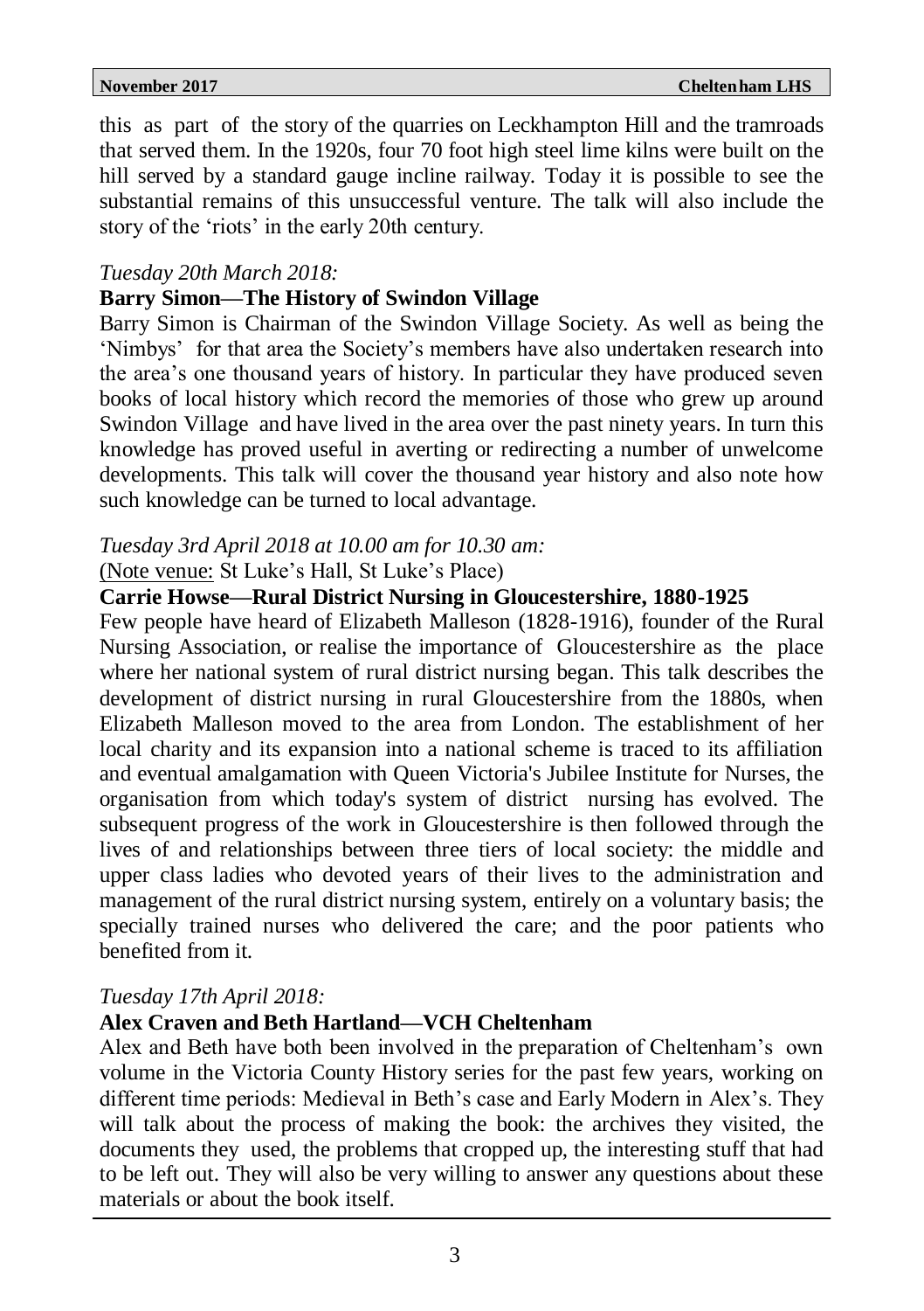this as part of the story of the quarries on Leckhampton Hill and the tramroads that served them. In the 1920s, four 70 foot high steel lime kilns were built on the hill served by a standard gauge incline railway. Today it is possible to see the substantial remains of this unsuccessful venture. The talk will also include the story of the 'riots' in the early 20th century.

*Tuesday 20th March 2018:*

**Barry Simon—The History of Swindon Village**

Barry Simon is Chairman of the Swindon Village Society. As well as being the 'Nimbys' for that area the Society's members have also undertaken research into the area's one thousand years of history. In particular they have produced seven books of local history which record the memories of those who grew up around Swindon Village and have lived in the area over the past ninety years. In turn this knowledge has proved useful in averting or redirecting a number of unwelcome developments. This talk will cover the thousand year history and also note how such knowledge can be turned to local advantage.

*Tuesday 3rd April 2018 at 10.00 am for 10.30 am:*

(Note venue: St Luke's Hall, St Luke's Place)

**Carrie Howse—Rural District Nursing in Gloucestershire, 1880-1925**

Few people have heard of Elizabeth Malleson (1828-1916), founder of the Rural Nursing Association, or realise the importance of Gloucestershire as the place where her national system of rural district nursing began. This talk describes the development of district nursing in rural Gloucestershire from the 1880s, when Elizabeth Malleson moved to the area from London. The establishment of her local charity and its expansion into a national scheme is traced to its affiliation and eventual amalgamation with Queen Victoria's Jubilee Institute for Nurses, the organisation from which today's system of district nursing has evolved. The subsequent progress of the work in Gloucestershire is then followed through the lives of and relationships between three tiers of local society: the middle and upper class ladies who devoted years of their lives to the administration and management of the rural district nursing system, entirely on a voluntary basis; the specially trained nurses who delivered the care; and the poor patients who benefited from it.

*Tuesday 17th April 2018:*

**Alex Craven and Beth Hartland—VCH Cheltenham**

Alex and Beth have both been involved in the preparation of Cheltenham's own volume in the Victoria County History series for the past few years, working on different time periods: Medieval in Beth's case and Early Modern in Alex's. They will talk about the process of making the book: the archives they visited, the documents they used, the problems that cropped up, the interesting stuff that had to be left out. They will also be very willing to answer any questions about these materials or about the book itself.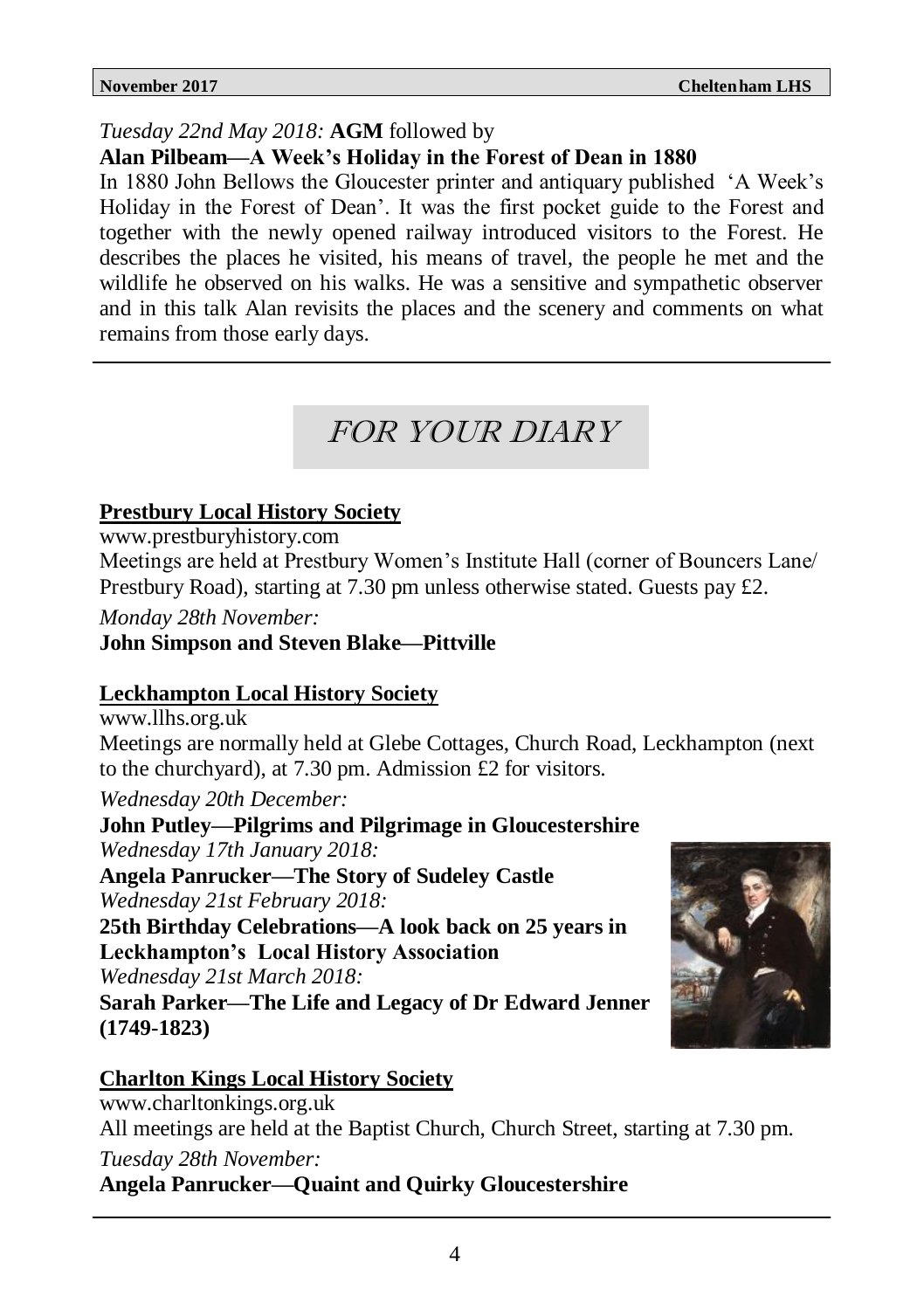*Tuesday 22nd May 2018:* **AGM** followed by

**Alan Pilbeam—A Week's Holiday in the Forest of Dean in 1880**

In 1880 John Bellows the Gloucester printer and antiquary published 'A Week's Holiday in the Forest of Dean'. It was the first pocket guide to the Forest and together with the newly opened railway introduced visitors to the Forest. He describes the places he visited, his means of travel, the people he met and the wildlife he observed on his walks. He was a sensitive and sympathetic observer and in this talk Alan revisits the places and the scenery and comments on what remains from those early days.

## *FOR YOUR DIARY*

### Prestbury Local History Society

www.prestburyhistory.com

Meetings are held at Prestbury Women's Institute Hall (corner of Bouncers Lane/ Prestbury Road), starting at 7.30 pm unless otherwise stated. Guests pay £2.

*Monday 28th November:*
**John Simpson and Steven Blake—Pittville**

### Leckhampton Local History Society

www.llhs.org.uk

Meetings are normally held at Glebe Cottages, Church Road, Leckhampton (next to the churchyard), at 7.30 pm. Admission £2 for visitors.

*Wednesday 20th December:*
**John Putley—Pilgrims and Pilgrimage in Gloucestershire**

*Wednesday 17th January 2018:*
**Angela Panrucker—The Story of Sudeley Castle**

*Wednesday 21st February 2018:*
**25th Birthday Celebrations—A look back on 25 years in Leckhampton's Local History Association**

*Wednesday 21st March 2018:*
**Sarah Parker—The Life and Legacy of Dr Edward Jenner (1749-1823)**

### Charlton Kings Local History Society

www.charltonkings.org.uk

All meetings are held at the Baptist Church, Church Street, starting at 7.30 pm.

*Tuesday 28th November:*
**Angela Panrucker—Quaint and Quirky Gloucestershire**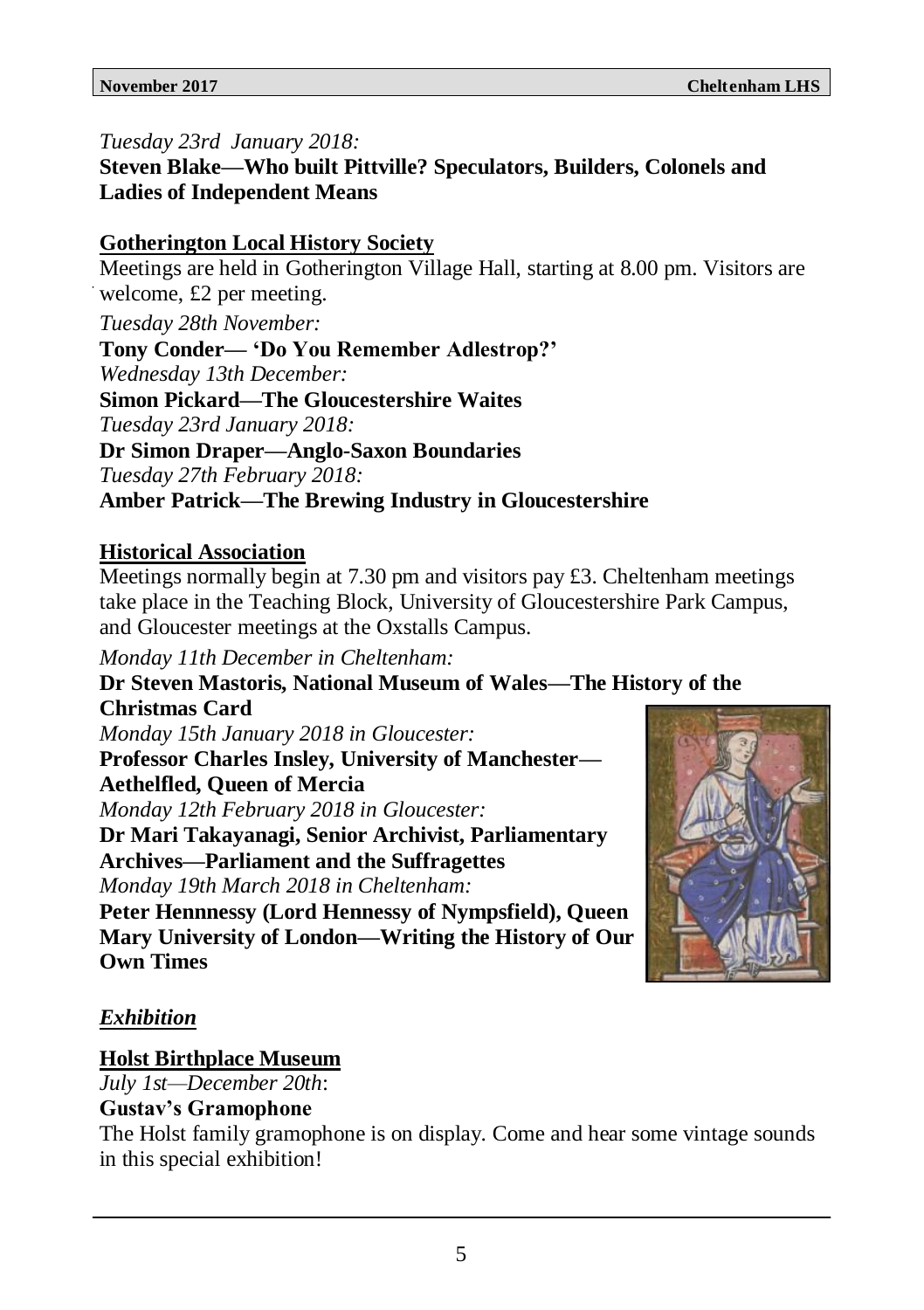*Tuesday 23rd January 2018:*

**Steven Blake—Who built Pittville? Speculators, Builders, Colonels and Ladies of Independent Means**

## Gotherington Local History Society

Meetings are held in Gotherington Village Hall, starting at 8.00 pm. Visitors are welcome, £2 per meeting.

*Tuesday 28th November:*

**Tony Conder— 'Do You Remember Adlestrop?'**

*Wednesday 13th December:*

**Simon Pickard—The Gloucestershire Waites**

*Tuesday 23rd January 2018:*

**Dr Simon Draper—Anglo-Saxon Boundaries**

*Tuesday 27th February 2018:*

**Amber Patrick—The Brewing Industry in Gloucestershire**

## Historical Association

Meetings normally begin at 7.30 pm and visitors pay £3. Cheltenham meetings take place in the Teaching Block, University of Gloucestershire Park Campus, and Gloucester meetings at the Oxstalls Campus.

*Monday 11th December in Cheltenham:*

**Dr Steven Mastoris, National Museum of Wales—The History of the Christmas Card**

*Monday 15th January 2018 in Gloucester:*

**Professor Charles Insley, University of Manchester—Aethelfled, Queen of Mercia**

*Monday 12th February 2018 in Gloucester:*

**Dr Mari Takayanagi, Senior Archivist, Parliamentary Archives—Parliament and the Suffragettes**

*Monday 19th March 2018 in Cheltenham:*

**Peter Hennnessy (Lord Hennessy of Nympsfield), Queen Mary University of London—Writing the History of Our Own Times**

# *Exhibition*

## Holst Birthplace Museum

*July 1st—December 20th*:

**Gustav's Gramophone**

The Holst family gramophone is on display. Come and hear some vintage sounds in this special exhibition!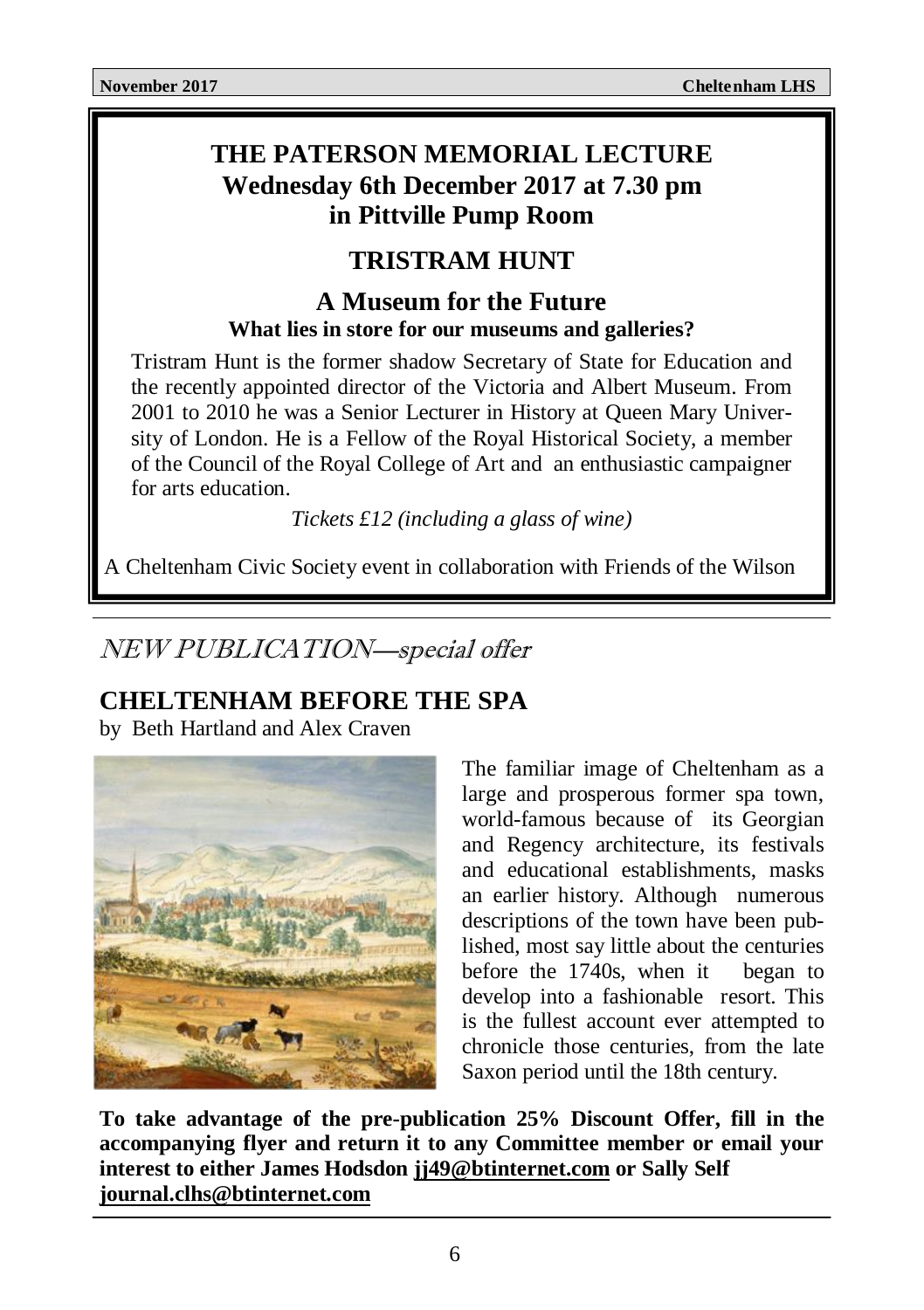## THE PATERSON MEMORIAL LECTURE
## Wednesday 6th December 2017 at 7.30 pm
## in Pittville Pump Room

## TRISTRAM HUNT

### A Museum for the Future

**What lies in store for our museums and galleries?**

Tristram Hunt is the former shadow Secretary of State for Education and the recently appointed director of the Victoria and Albert Museum. From 2001 to 2010 he was a Senior Lecturer in History at Queen Mary University of London. He is a Fellow of the Royal Historical Society, a member of the Council of the Royal College of Art and an enthusiastic campaigner for arts education.

*Tickets £12 (including a glass of wine)*

A Cheltenham Civic Society event in collaboration with Friends of the Wilson

---

*NEW PUBLICATION—special offer*

## CHELTENHAM BEFORE THE SPA

by Beth Hartland and Alex Craven

The familiar image of Cheltenham as a large and prosperous former spa town, world-famous because of its Georgian and Regency architecture, its festivals and educational establishments, masks an earlier history. Although numerous descriptions of the town have been published, most say little about the centuries before the 1740s, when it began to develop into a fashionable resort. This is the fullest account ever attempted to chronicle those centuries, from the late Saxon period until the 18th century.

**To take advantage of the pre-publication 25% Discount Offer, fill in the accompanying flyer and return it to any Committee member or email your interest to either James Hodsdon jj49@btinternet.com or Sally Self journal.clhs@btinternet.com**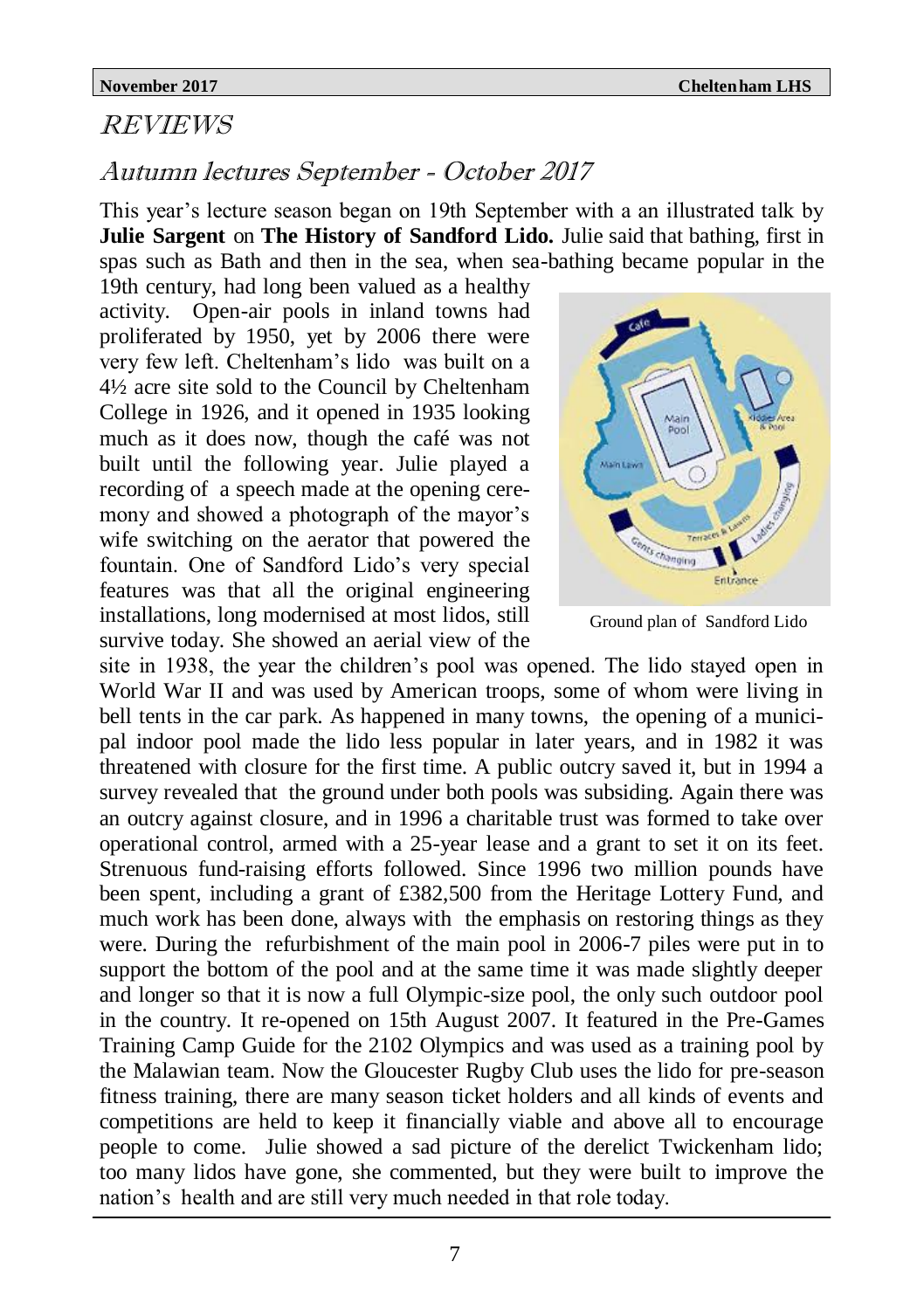## REVIEWS

### Autumn lectures September - October 2017

This year's lecture season began on 19th September with a an illustrated talk by **Julie Sargent** on **The History of Sandford Lido.** Julie said that bathing, first in spas such as Bath and then in the sea, when sea-bathing became popular in the 19th century, had long been valued as a healthy activity. Open-air pools in inland towns had proliferated by 1950, yet by 2006 there were very few left. Cheltenham's lido was built on a 4½ acre site sold to the Council by Cheltenham College in 1926, and it opened in 1935 looking much as it does now, though the café was not built until the following year. Julie played a recording of a speech made at the opening ceremony and showed a photograph of the mayor's wife switching on the aerator that powered the fountain. One of Sandford Lido's very special features was that all the original engineering installations, long modernised at most lidos, still survive today. She showed an aerial view of the site in 1938, the year the children's pool was opened. The lido stayed open in World War II and was used by American troops, some of whom were living in bell tents in the car park. As happened in many towns, the opening of a municipal indoor pool made the lido less popular in later years, and in 1982 it was threatened with closure for the first time. A public outcry saved it, but in 1994 a survey revealed that the ground under both pools was subsiding. Again there was an outcry against closure, and in 1996 a charitable trust was formed to take over operational control, armed with a 25-year lease and a grant to set it on its feet. Strenuous fund-raising efforts followed. Since 1996 two million pounds have been spent, including a grant of £382,500 from the Heritage Lottery Fund, and much work has been done, always with the emphasis on restoring things as they were. During the refurbishment of the main pool in 2006-7 piles were put in to support the bottom of the pool and at the same time it was made slightly deeper and longer so that it is now a full Olympic-size pool, the only such outdoor pool in the country. It re-opened on 15th August 2007. It featured in the Pre-Games Training Camp Guide for the 2102 Olympics and was used as a training pool by the Malawian team. Now the Gloucester Rugby Club uses the lido for pre-season fitness training, there are many season ticket holders and all kinds of events and competitions are held to keep it financially viable and above all to encourage people to come. Julie showed a sad picture of the derelict Twickenham lido; too many lidos have gone, she commented, but they were built to improve the nation's health and are still very much needed in that role today.

Ground plan of Sandford Lido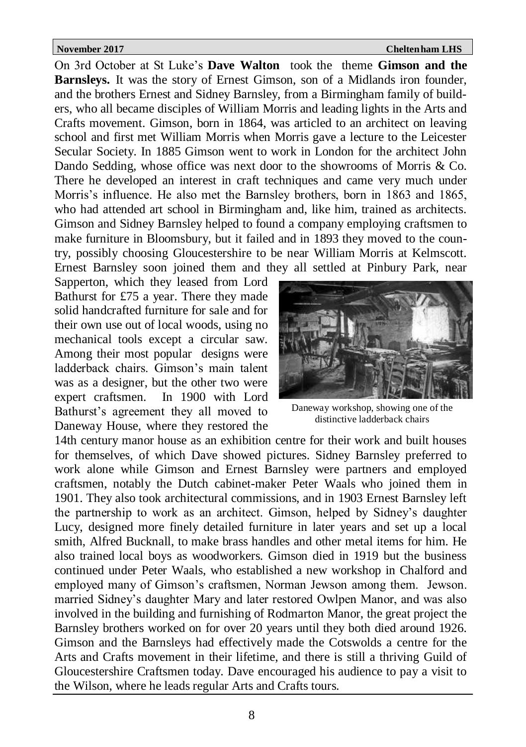On 3rd October at St Luke's **Dave Walton** took the theme **Gimson and the Barnsleys.** It was the story of Ernest Gimson, son of a Midlands iron founder, and the brothers Ernest and Sidney Barnsley, from a Birmingham family of builders, who all became disciples of William Morris and leading lights in the Arts and Crafts movement. Gimson, born in 1864, was articled to an architect on leaving school and first met William Morris when Morris gave a lecture to the Leicester Secular Society. In 1885 Gimson went to work in London for the architect John Dando Sedding, whose office was next door to the showrooms of Morris & Co. There he developed an interest in craft techniques and came very much under Morris's influence. He also met the Barnsley brothers, born in 1863 and 1865, who had attended art school in Birmingham and, like him, trained as architects. Gimson and Sidney Barnsley helped to found a company employing craftsmen to make furniture in Bloomsbury, but it failed and in 1893 they moved to the country, possibly choosing Gloucestershire to be near William Morris at Kelmscott. Ernest Barnsley soon joined them and they all settled at Pinbury Park, near Sapperton, which they leased from Lord Bathurst for £75 a year. There they made solid handcrafted furniture for sale and for their own use out of local woods, using no mechanical tools except a circular saw. Among their most popular designs were ladderback chairs. Gimson's main talent was as a designer, but the other two were expert craftsmen. In 1900 with Lord Bathurst's agreement they all moved to Daneway House, where they restored the 14th century manor house as an exhibition centre for their work and built houses for themselves, of which Dave showed pictures. Sidney Barnsley preferred to work alone while Gimson and Ernest Barnsley were partners and employed craftsmen, notably the Dutch cabinet-maker Peter Waals who joined them in 1901. They also took architectural commissions, and in 1903 Ernest Barnsley left the partnership to work as an architect. Gimson, helped by Sidney's daughter Lucy, designed more finely detailed furniture in later years and set up a local smith, Alfred Bucknall, to make brass handles and other metal items for him. He also trained local boys as woodworkers. Gimson died in 1919 but the business continued under Peter Waals, who established a new workshop in Chalford and employed many of Gimson's craftsmen, Norman Jewson among them. Jewson. married Sidney's daughter Mary and later restored Owlpen Manor, and was also involved in the building and furnishing of Rodmarton Manor, the great project the Barnsley brothers worked on for over 20 years until they both died around 1926. Gimson and the Barnsleys had effectively made the Cotswolds a centre for the Arts and Crafts movement in their lifetime, and there is still a thriving Guild of Gloucestershire Craftsmen today. Dave encouraged his audience to pay a visit to the Wilson, where he leads regular Arts and Crafts tours.

Daneway workshop, showing one of the distinctive ladderback chairs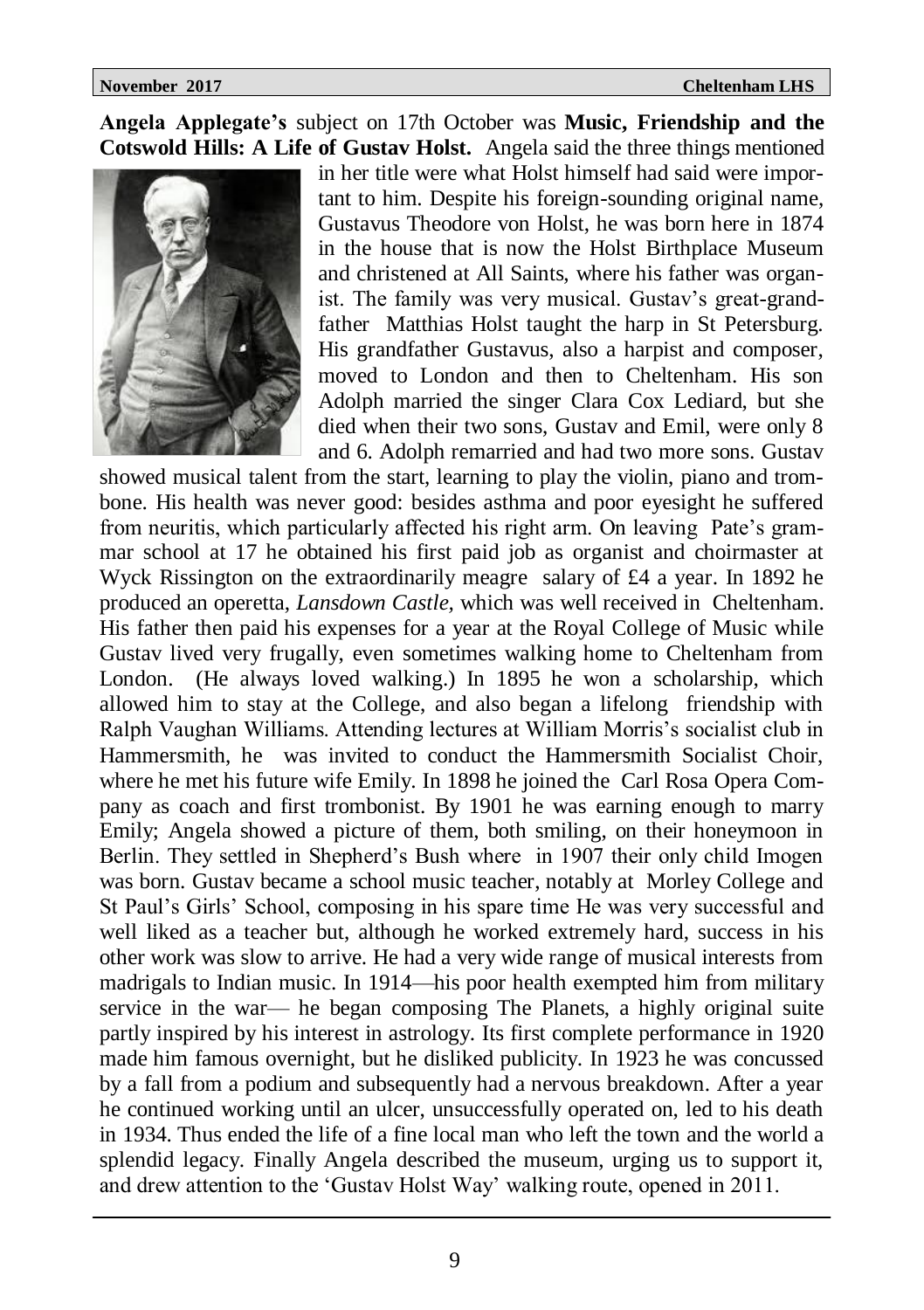**Angela Applegate's** subject on 17th October was **Music, Friendship and the Cotswold Hills: A Life of Gustav Holst.** Angela said the three things mentioned in her title were what Holst himself had said were important to him. Despite his foreign-sounding original name, Gustavus Theodore von Holst, he was born here in 1874 in the house that is now the Holst Birthplace Museum and christened at All Saints, where his father was organist. The family was very musical. Gustav's great-grandfather Matthias Holst taught the harp in St Petersburg. His grandfather Gustavus, also a harpist and composer, moved to London and then to Cheltenham. His son Adolph married the singer Clara Cox Lediard, but she died when their two sons, Gustav and Emil, were only 8 and 6. Adolph remarried and had two more sons. Gustav showed musical talent from the start, learning to play the violin, piano and trombone. His health was never good: besides asthma and poor eyesight he suffered from neuritis, which particularly affected his right arm. On leaving Pate's grammar school at 17 he obtained his first paid job as organist and choirmaster at Wyck Rissington on the extraordinarily meagre salary of £4 a year. In 1892 he produced an operetta, *Lansdown Castle*, which was well received in Cheltenham. His father then paid his expenses for a year at the Royal College of Music while Gustav lived very frugally, even sometimes walking home to Cheltenham from London. (He always loved walking.) In 1895 he won a scholarship, which allowed him to stay at the College, and also began a lifelong friendship with Ralph Vaughan Williams. Attending lectures at William Morris's socialist club in Hammersmith, he was invited to conduct the Hammersmith Socialist Choir, where he met his future wife Emily. In 1898 he joined the Carl Rosa Opera Company as coach and first trombonist. By 1901 he was earning enough to marry Emily; Angela showed a picture of them, both smiling, on their honeymoon in Berlin. They settled in Shepherd's Bush where in 1907 their only child Imogen was born. Gustav became a school music teacher, notably at Morley College and St Paul's Girls' School, composing in his spare time He was very successful and well liked as a teacher but, although he worked extremely hard, success in his other work was slow to arrive. He had a very wide range of musical interests from madrigals to Indian music. In 1914—his poor health exempted him from military service in the war— he began composing The Planets, a highly original suite partly inspired by his interest in astrology. Its first complete performance in 1920 made him famous overnight, but he disliked publicity. In 1923 he was concussed by a fall from a podium and subsequently had a nervous breakdown. After a year he continued working until an ulcer, unsuccessfully operated on, led to his death in 1934. Thus ended the life of a fine local man who left the town and the world a splendid legacy. Finally Angela described the museum, urging us to support it, and drew attention to the 'Gustav Holst Way' walking route, opened in 2011.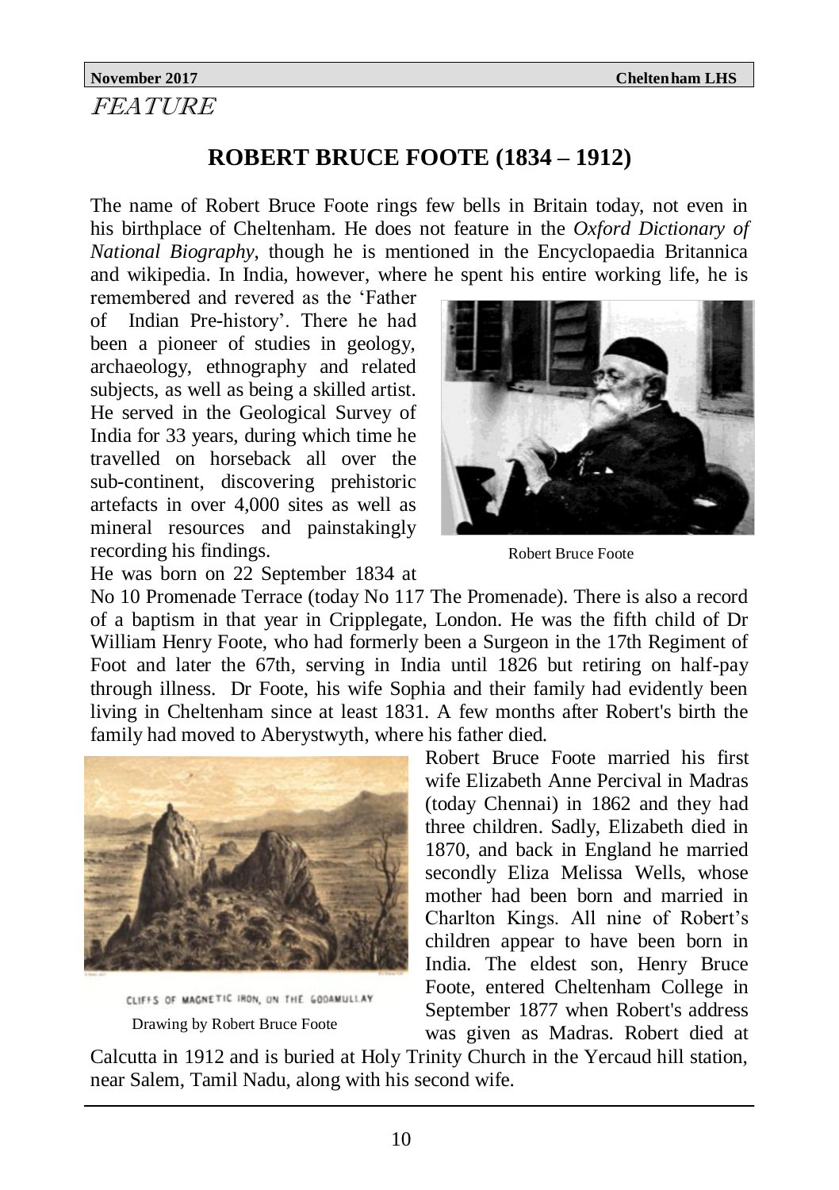*FEATURE*

# ROBERT BRUCE FOOTE (1834 – 1912)

The name of Robert Bruce Foote rings few bells in Britain today, not even in his birthplace of Cheltenham. He does not feature in the *Oxford Dictionary of National Biography*, though he is mentioned in the Encyclopaedia Britannica and wikipedia. In India, however, where he spent his entire working life, he is remembered and revered as the 'Father of Indian Pre-history'. There he had been a pioneer of studies in geology, archaeology, ethnography and related subjects, as well as being a skilled artist. He served in the Geological Survey of India for 33 years, during which time he travelled on horseback all over the sub-continent, discovering prehistoric artefacts in over 4,000 sites as well as mineral resources and painstakingly recording his findings.

Robert Bruce Foote

He was born on 22 September 1834 at No 10 Promenade Terrace (today No 117 The Promenade). There is also a record of a baptism in that year in Cripplegate, London. He was the fifth child of Dr William Henry Foote, who had formerly been a Surgeon in the 17th Regiment of Foot and later the 67th, serving in India until 1826 but retiring on half-pay through illness. Dr Foote, his wife Sophia and their family had evidently been living in Cheltenham since at least 1831. A few months after Robert's birth the family had moved to Aberystwyth, where his father died.

CLIFFS OF MAGNETIC IRON, ON THE GODAMULLAY

Drawing by Robert Bruce Foote

Robert Bruce Foote married his first wife Elizabeth Anne Percival in Madras (today Chennai) in 1862 and they had three children. Sadly, Elizabeth died in 1870, and back in England he married secondly Eliza Melissa Wells, whose mother had been born and married in Charlton Kings. All nine of Robert's children appear to have been born in India. The eldest son, Henry Bruce Foote, entered Cheltenham College in September 1877 when Robert's address was given as Madras. Robert died at Calcutta in 1912 and is buried at Holy Trinity Church in the Yercaud hill station, near Salem, Tamil Nadu, along with his second wife.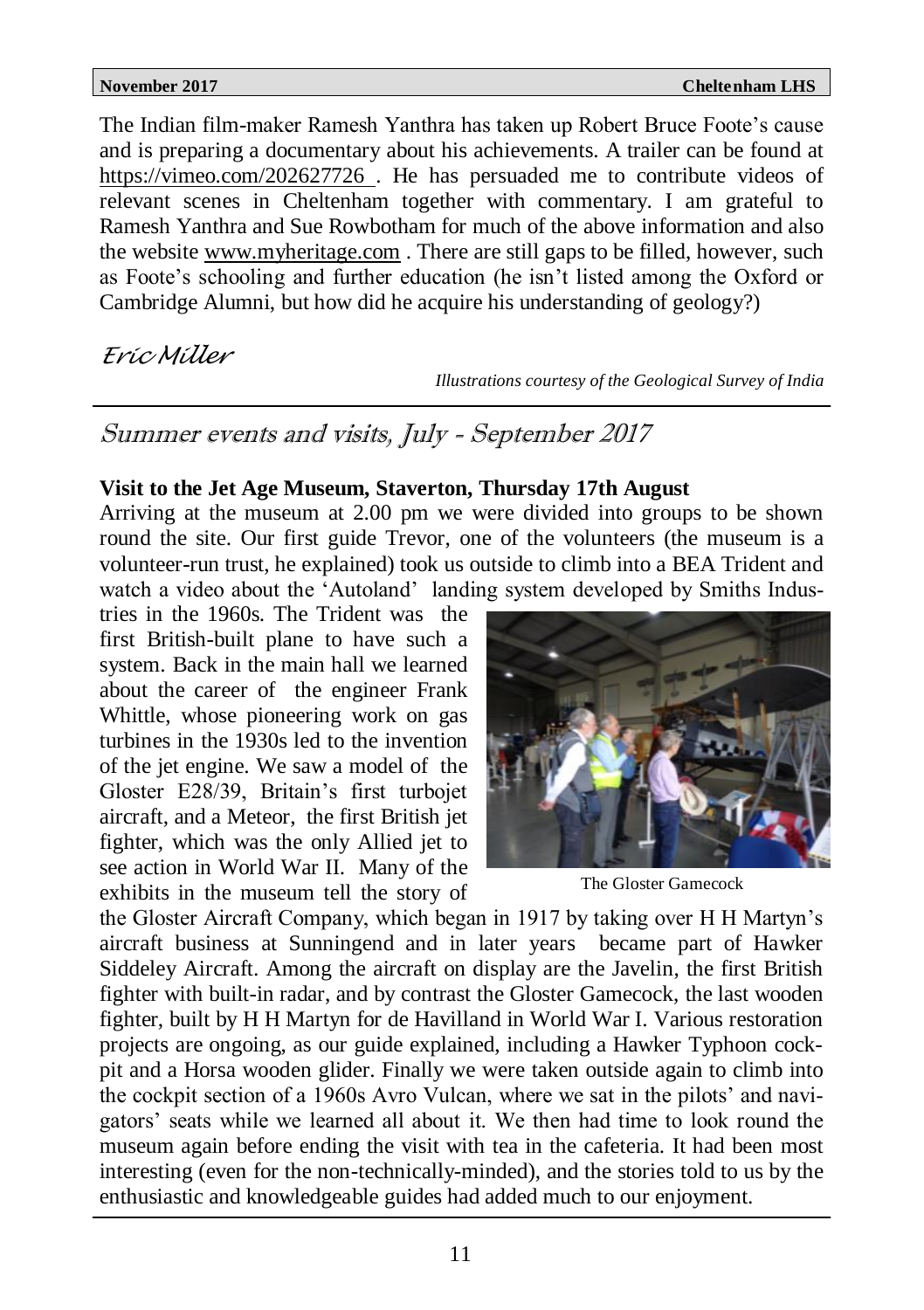The Indian film-maker Ramesh Yanthra has taken up Robert Bruce Foote's cause and is preparing a documentary about his achievements. A trailer can be found at https://vimeo.com/202627726 . He has persuaded me to contribute videos of relevant scenes in Cheltenham together with commentary. I am grateful to Ramesh Yanthra and Sue Rowbotham for much of the above information and also the website www.myheritage.com . There are still gaps to be filled, however, such as Foote's schooling and further education (he isn't listed among the Oxford or Cambridge Alumni, but how did he acquire his understanding of geology?)

*Eric Miller*

*Illustrations courtesy of the Geological Survey of India*

## Summer events and visits, July - September 2017

**Visit to the Jet Age Museum, Staverton, Thursday 17th August**

Arriving at the museum at 2.00 pm we were divided into groups to be shown round the site. Our first guide Trevor, one of the volunteers (the museum is a volunteer-run trust, he explained) took us outside to climb into a BEA Trident and watch a video about the 'Autoland' landing system developed by Smiths Industries in the 1960s. The Trident was the first British-built plane to have such a system. Back in the main hall we learned about the career of the engineer Frank Whittle, whose pioneering work on gas turbines in the 1930s led to the invention of the jet engine. We saw a model of the Gloster E28/39, Britain's first turbojet aircraft, and a Meteor, the first British jet fighter, which was the only Allied jet to see action in World War II. Many of the exhibits in the museum tell the story of the Gloster Aircraft Company, which began in 1917 by taking over H H Martyn's aircraft business at Sunningend and in later years became part of Hawker Siddeley Aircraft. Among the aircraft on display are the Javelin, the first British fighter with built-in radar, and by contrast the Gloster Gamecock, the last wooden fighter, built by H H Martyn for de Havilland in World War I. Various restoration projects are ongoing, as our guide explained, including a Hawker Typhoon cockpit and a Horsa wooden glider. Finally we were taken outside again to climb into the cockpit section of a 1960s Avro Vulcan, where we sat in the pilots' and navigators' seats while we learned all about it. We then had time to look round the museum again before ending the visit with tea in the cafeteria. It had been most interesting (even for the non-technically-minded), and the stories told to us by the enthusiastic and knowledgeable guides had added much to our enjoyment.

The Gloster Gamecock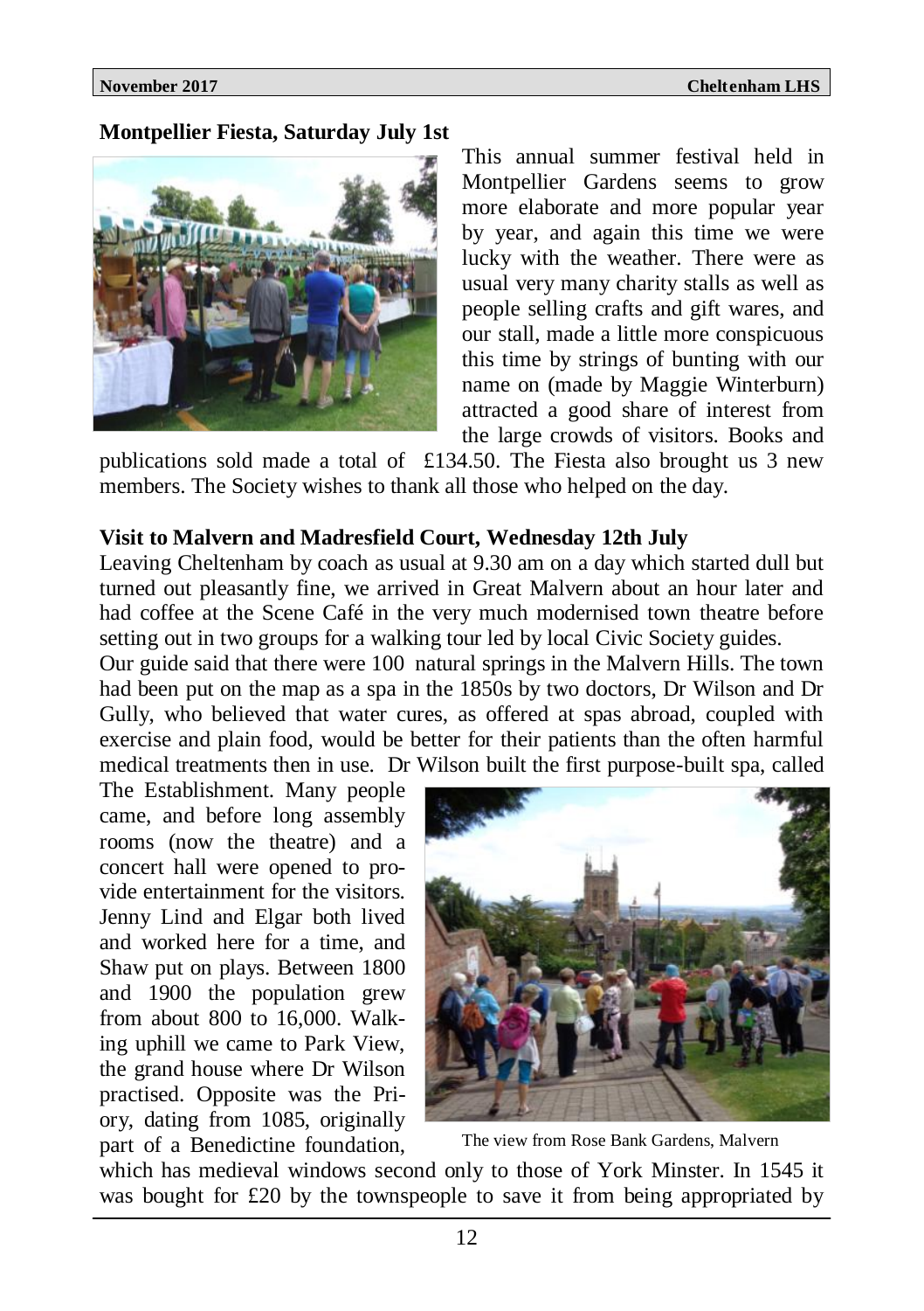**Montpellier Fiesta, Saturday July 1st**

This annual summer festival held in Montpellier Gardens seems to grow more elaborate and more popular year by year, and again this time we were lucky with the weather. There were as usual very many charity stalls as well as people selling crafts and gift wares, and our stall, made a little more conspicuous this time by strings of bunting with our name on (made by Maggie Winterburn) attracted a good share of interest from the large crowds of visitors. Books and publications sold made a total of £134.50. The Fiesta also brought us 3 new members. The Society wishes to thank all those who helped on the day.

**Visit to Malvern and Madresfield Court, Wednesday 12th July**

Leaving Cheltenham by coach as usual at 9.30 am on a day which started dull but turned out pleasantly fine, we arrived in Great Malvern about an hour later and had coffee at the Scene Café in the very much modernised town theatre before setting out in two groups for a walking tour led by local Civic Society guides.

Our guide said that there were 100 natural springs in the Malvern Hills. The town had been put on the map as a spa in the 1850s by two doctors, Dr Wilson and Dr Gully, who believed that water cures, as offered at spas abroad, coupled with exercise and plain food, would be better for their patients than the often harmful medical treatments then in use. Dr Wilson built the first purpose-built spa, called The Establishment. Many people came, and before long assembly rooms (now the theatre) and a concert hall were opened to provide entertainment for the visitors. Jenny Lind and Elgar both lived and worked here for a time, and Shaw put on plays. Between 1800 and 1900 the population grew from about 800 to 16,000. Walking uphill we came to Park View, the grand house where Dr Wilson practised. Opposite was the Priory, dating from 1085, originally part of a Benedictine foundation, which has medieval windows second only to those of York Minster. In 1545 it was bought for £20 by the townspeople to save it from being appropriated by

The view from Rose Bank Gardens, Malvern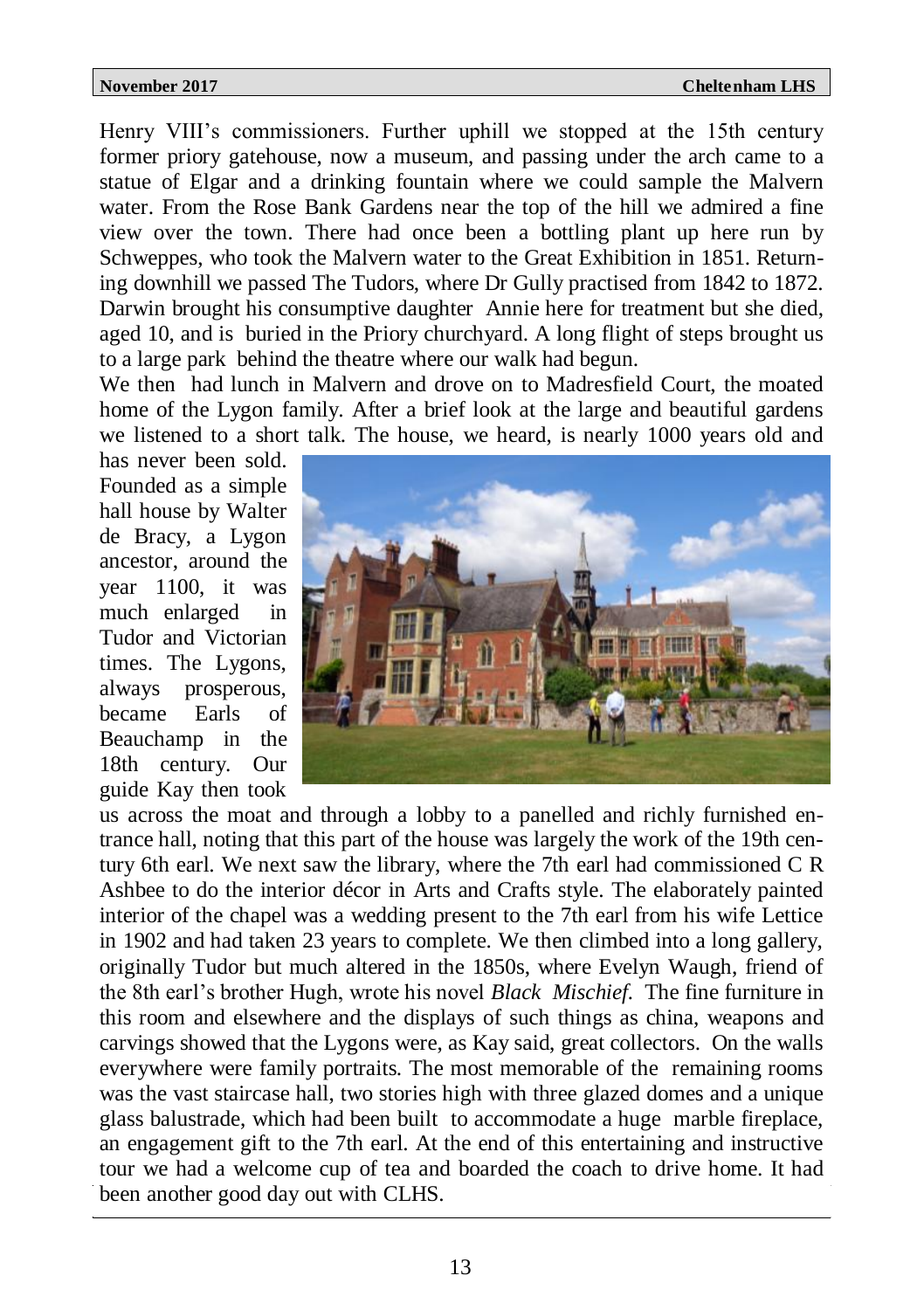Henry VIII's commissioners. Further uphill we stopped at the 15th century former priory gatehouse, now a museum, and passing under the arch came to a statue of Elgar and a drinking fountain where we could sample the Malvern water. From the Rose Bank Gardens near the top of the hill we admired a fine view over the town. There had once been a bottling plant up here run by Schweppes, who took the Malvern water to the Great Exhibition in 1851. Returning downhill we passed The Tudors, where Dr Gully practised from 1842 to 1872. Darwin brought his consumptive daughter Annie here for treatment but she died, aged 10, and is buried in the Priory churchyard. A long flight of steps brought us to a large park behind the theatre where our walk had begun.

We then had lunch in Malvern and drove on to Madresfield Court, the moated home of the Lygon family. After a brief look at the large and beautiful gardens we listened to a short talk. The house, we heard, is nearly 1000 years old and has never been sold. Founded as a simple hall house by Walter de Bracy, a Lygon ancestor, around the year 1100, it was much enlarged in Tudor and Victorian times. The Lygons, always prosperous, became Earls of Beauchamp in the 18th century. Our guide Kay then took us across the moat and through a lobby to a panelled and richly furnished entrance hall, noting that this part of the house was largely the work of the 19th century 6th earl. We next saw the library, where the 7th earl had commissioned C R Ashbee to do the interior décor in Arts and Crafts style. The elaborately painted interior of the chapel was a wedding present to the 7th earl from his wife Lettice in 1902 and had taken 23 years to complete. We then climbed into a long gallery, originally Tudor but much altered in the 1850s, where Evelyn Waugh, friend of the 8th earl's brother Hugh, wrote his novel *Black Mischief*. The fine furniture in this room and elsewhere and the displays of such things as china, weapons and carvings showed that the Lygons were, as Kay said, great collectors. On the walls everywhere were family portraits. The most memorable of the remaining rooms was the vast staircase hall, two stories high with three glazed domes and a unique glass balustrade, which had been built to accommodate a huge marble fireplace, an engagement gift to the 7th earl. At the end of this entertaining and instructive tour we had a welcome cup of tea and boarded the coach to drive home. It had been another good day out with CLHS.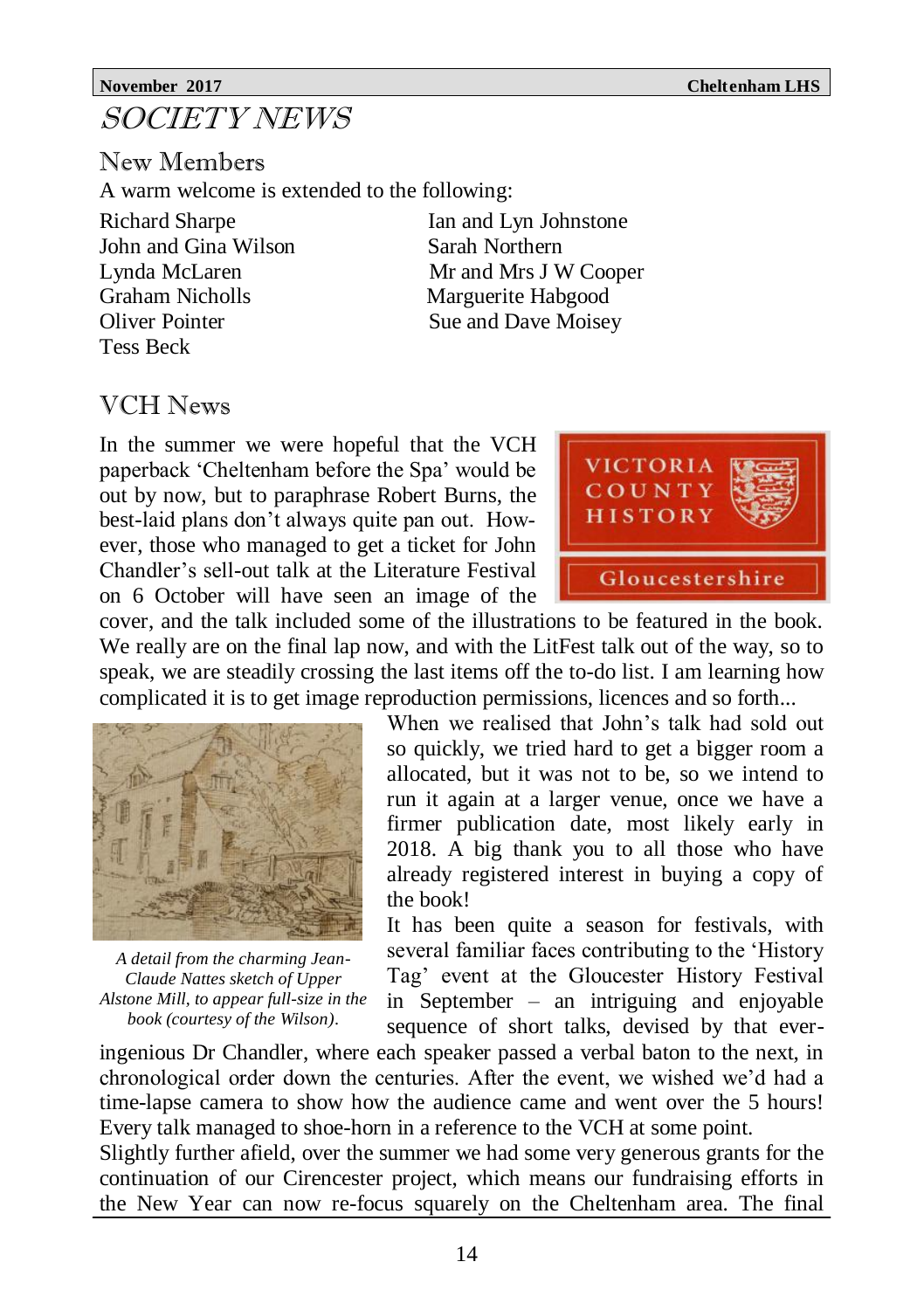# SOCIETY NEWS

## New Members

A warm welcome is extended to the following:

Richard Sharpe
John and Gina Wilson
Lynda McLaren
Graham Nicholls
Oliver Pointer
Tess Beck
Ian and Lyn Johnstone
Sarah Northern
Mr and Mrs J W Cooper
Marguerite Habgood
Sue and Dave Moisey

## VCH News

In the summer we were hopeful that the VCH paperback 'Cheltenham before the Spa' would be out by now, but to paraphrase Robert Burns, the best-laid plans don't always quite pan out. However, those who managed to get a ticket for John Chandler's sell-out talk at the Literature Festival on 6 October will have seen an image of the cover, and the talk included some of the illustrations to be featured in the book. We really are on the final lap now, and with the LitFest talk out of the way, so to speak, we are steadily crossing the last items off the to-do list. I am learning how complicated it is to get image reproduction permissions, licences and so forth...

When we realised that John's talk had sold out so quickly, we tried hard to get a bigger room a allocated, but it was not to be, so we intend to run it again at a larger venue, once we have a firmer publication date, most likely early in 2018. A big thank you to all those who have already registered interest in buying a copy of the book!

*A detail from the charming Jean-Claude Nattes sketch of Upper Alstone Mill, to appear full-size in the book (courtesy of the Wilson).*

It has been quite a season for festivals, with several familiar faces contributing to the 'History Tag' event at the Gloucester History Festival in September – an intriguing and enjoyable sequence of short talks, devised by that ever-ingenious Dr Chandler, where each speaker passed a verbal baton to the next, in chronological order down the centuries. After the event, we wished we'd had a time-lapse camera to show how the audience came and went over the 5 hours! Every talk managed to shoe-horn in a reference to the VCH at some point.

Slightly further afield, over the summer we had some very generous grants for the continuation of our Cirencester project, which means our fundraising efforts in the New Year can now re-focus squarely on the Cheltenham area. The final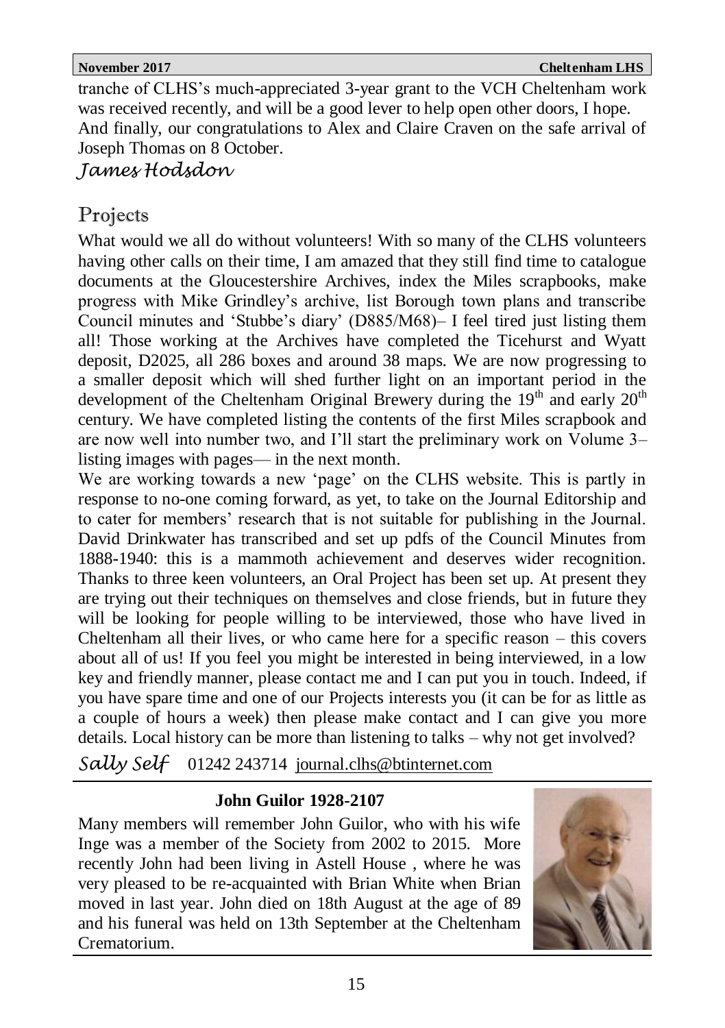tranche of CLHS's much-appreciated 3-year grant to the VCH Cheltenham work was received recently, and will be a good lever to help open other doors, I hope.

And finally, our congratulations to Alex and Claire Craven on the safe arrival of Joseph Thomas on 8 October.

*James Hodsdon*

## Projects

What would we all do without volunteers! With so many of the CLHS volunteers having other calls on their time, I am amazed that they still find time to catalogue documents at the Gloucestershire Archives, index the Miles scrapbooks, make progress with Mike Grindley's archive, list Borough town plans and transcribe Council minutes and 'Stubbe's diary' (D885/M68)– I feel tired just listing them all! Those working at the Archives have completed the Ticehurst and Wyatt deposit, D2025, all 286 boxes and around 38 maps. We are now progressing to a smaller deposit which will shed further light on an important period in the development of the Cheltenham Original Brewery during the 19th and early 20th century. We have completed listing the contents of the first Miles scrapbook and are now well into number two, and I'll start the preliminary work on Volume 3– listing images with pages— in the next month.

We are working towards a new 'page' on the CLHS website. This is partly in response to no-one coming forward, as yet, to take on the Journal Editorship and to cater for members' research that is not suitable for publishing in the Journal. David Drinkwater has transcribed and set up pdfs of the Council Minutes from 1888-1940: this is a mammoth achievement and deserves wider recognition. Thanks to three keen volunteers, an Oral Project has been set up. At present they are trying out their techniques on themselves and close friends, but in future they will be looking for people willing to be interviewed, those who have lived in Cheltenham all their lives, or who came here for a specific reason – this covers about all of us! If you feel you might be interested in being interviewed, in a low key and friendly manner, please contact me and I can put you in touch. Indeed, if you have spare time and one of our Projects interests you (it can be for as little as a couple of hours a week) then please make contact and I can give you more details. Local history can be more than listening to talks – why not get involved?

*Sally Self* 01242 243714 journal.clhs@btinternet.com

**John Guilor 1928-2107**

Many members will remember John Guilor, who with his wife Inge was a member of the Society from 2002 to 2015. More recently John had been living in Astell House , where he was very pleased to be re-acquainted with Brian White when Brian moved in last year. John died on 18th August at the age of 89 and his funeral was held on 13th September at the Cheltenham Crematorium.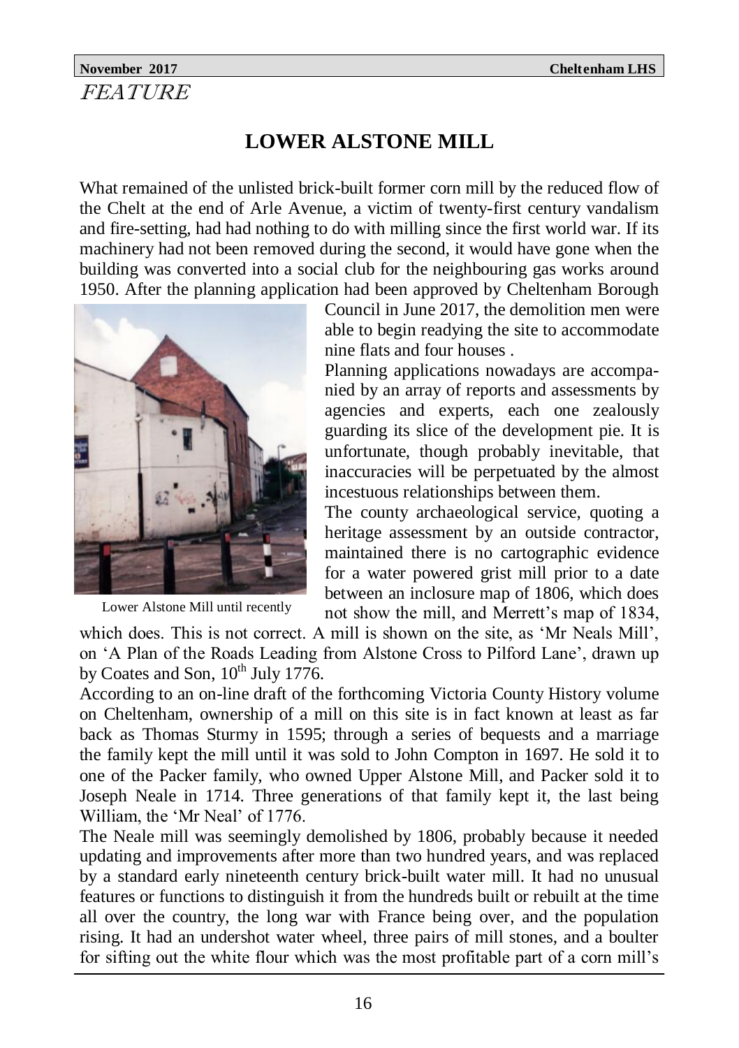*FEATURE*

# LOWER ALSTONE MILL

What remained of the unlisted brick-built former corn mill by the reduced flow of the Chelt at the end of Arle Avenue, a victim of twenty-first century vandalism and fire-setting, had had nothing to do with milling since the first world war. If its machinery had not been removed during the second, it would have gone when the building was converted into a social club for the neighbouring gas works around 1950. After the planning application had been approved by Cheltenham Borough Council in June 2017, the demolition men were able to begin readying the site to accommodate nine flats and four houses .

Lower Alstone Mill until recently

Planning applications nowadays are accompanied by an array of reports and assessments by agencies and experts, each one zealously guarding its slice of the development pie. It is unfortunate, though probably inevitable, that inaccuracies will be perpetuated by the almost incestuous relationships between them.

The county archaeological service, quoting a heritage assessment by an outside contractor, maintained there is no cartographic evidence for a water powered grist mill prior to a date between an inclosure map of 1806, which does not show the mill, and Merrett's map of 1834, which does. This is not correct. A mill is shown on the site, as 'Mr Neals Mill', on 'A Plan of the Roads Leading from Alstone Cross to Pilford Lane', drawn up by Coates and Son, 10th July 1776.

According to an on-line draft of the forthcoming Victoria County History volume on Cheltenham, ownership of a mill on this site is in fact known at least as far back as Thomas Sturmy in 1595; through a series of bequests and a marriage the family kept the mill until it was sold to John Compton in 1697. He sold it to one of the Packer family, who owned Upper Alstone Mill, and Packer sold it to Joseph Neale in 1714. Three generations of that family kept it, the last being William, the 'Mr Neal' of 1776.

The Neale mill was seemingly demolished by 1806, probably because it needed updating and improvements after more than two hundred years, and was replaced by a standard early nineteenth century brick-built water mill. It had no unusual features or functions to distinguish it from the hundreds built or rebuilt at the time all over the country, the long war with France being over, and the population rising. It had an undershot water wheel, three pairs of mill stones, and a boulter for sifting out the white flour which was the most profitable part of a corn mill's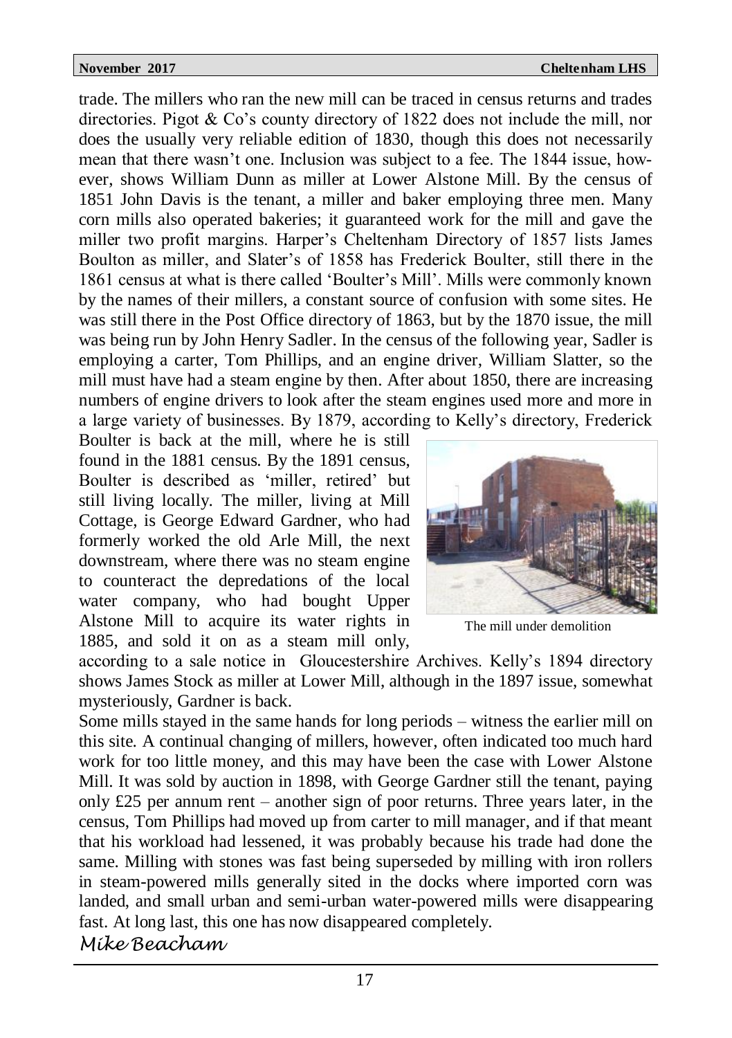trade. The millers who ran the new mill can be traced in census returns and trades directories. Pigot & Co's county directory of 1822 does not include the mill, nor does the usually very reliable edition of 1830, though this does not necessarily mean that there wasn't one. Inclusion was subject to a fee. The 1844 issue, however, shows William Dunn as miller at Lower Alstone Mill. By the census of 1851 John Davis is the tenant, a miller and baker employing three men. Many corn mills also operated bakeries; it guaranteed work for the mill and gave the miller two profit margins. Harper's Cheltenham Directory of 1857 lists James Boulton as miller, and Slater's of 1858 has Frederick Boulter, still there in the 1861 census at what is there called 'Boulter's Mill'. Mills were commonly known by the names of their millers, a constant source of confusion with some sites. He was still there in the Post Office directory of 1863, but by the 1870 issue, the mill was being run by John Henry Sadler. In the census of the following year, Sadler is employing a carter, Tom Phillips, and an engine driver, William Slatter, so the mill must have had a steam engine by then. After about 1850, there are increasing numbers of engine drivers to look after the steam engines used more and more in a large variety of businesses. By 1879, according to Kelly's directory, Frederick Boulter is back at the mill, where he is still found in the 1881 census. By the 1891 census, Boulter is described as 'miller, retired' but still living locally. The miller, living at Mill Cottage, is George Edward Gardner, who had formerly worked the old Arle Mill, the next downstream, where there was no steam engine to counteract the depredations of the local water company, who had bought Upper Alstone Mill to acquire its water rights in 1885, and sold it on as a steam mill only, according to a sale notice in Gloucestershire Archives. Kelly's 1894 directory shows James Stock as miller at Lower Mill, although in the 1897 issue, somewhat mysteriously, Gardner is back.

The mill under demolition

Some mills stayed in the same hands for long periods – witness the earlier mill on this site. A continual changing of millers, however, often indicated too much hard work for too little money, and this may have been the case with Lower Alstone Mill. It was sold by auction in 1898, with George Gardner still the tenant, paying only £25 per annum rent – another sign of poor returns. Three years later, in the census, Tom Phillips had moved up from carter to mill manager, and if that meant that his workload had lessened, it was probably because his trade had done the same. Milling with stones was fast being superseded by milling with iron rollers in steam-powered mills generally sited in the docks where imported corn was landed, and small urban and semi-urban water-powered mills were disappearing fast. At long last, this one has now disappeared completely.

*Mike Beacham*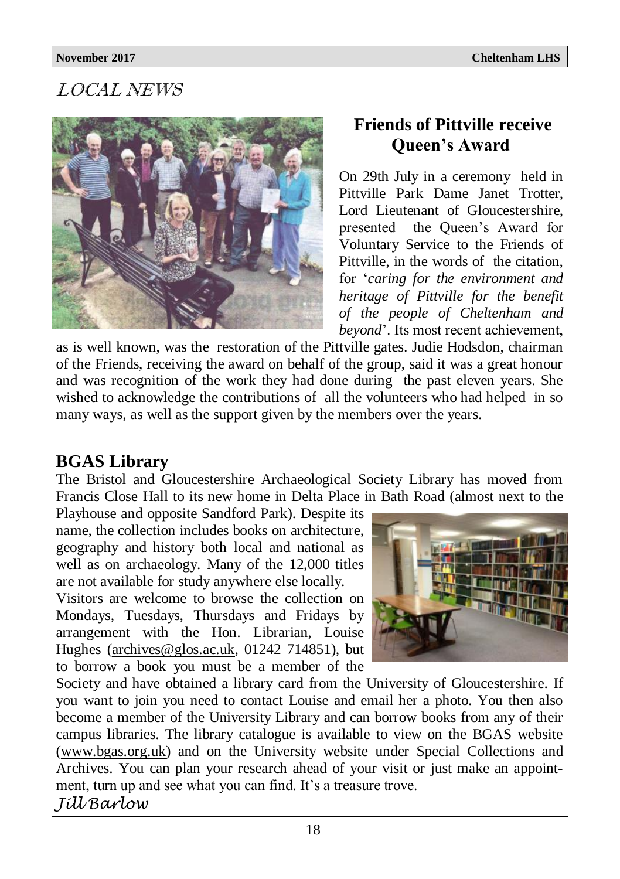# LOCAL NEWS

## Friends of Pittville receive Queen's Award

On 29th July in a ceremony held in Pittville Park Dame Janet Trotter, Lord Lieutenant of Gloucestershire, presented the Queen's Award for Voluntary Service to the Friends of Pittville, in the words of the citation, for '*caring for the environment and heritage of Pittville for the benefit of the people of Cheltenham and beyond*'. Its most recent achievement, as is well known, was the restoration of the Pittville gates. Judie Hodsdon, chairman of the Friends, receiving the award on behalf of the group, said it was a great honour and was recognition of the work they had done during the past eleven years. She wished to acknowledge the contributions of all the volunteers who had helped in so many ways, as well as the support given by the members over the years.

## BGAS Library

The Bristol and Gloucestershire Archaeological Society Library has moved from Francis Close Hall to its new home in Delta Place in Bath Road (almost next to the Playhouse and opposite Sandford Park). Despite its name, the collection includes books on architecture, geography and history both local and national as well as on archaeology. Many of the 12,000 titles are not available for study anywhere else locally.

Visitors are welcome to browse the collection on Mondays, Tuesdays, Thursdays and Fridays by arrangement with the Hon. Librarian, Louise Hughes (archives@glos.ac.uk, 01242 714851), but to borrow a book you must be a member of the Society and have obtained a library card from the University of Gloucestershire. If you want to join you need to contact Louise and email her a photo. You then also become a member of the University Library and can borrow books from any of their campus libraries. The library catalogue is available to view on the BGAS website (www.bgas.org.uk) and on the University website under Special Collections and Archives. You can plan your research ahead of your visit or just make an appointment, turn up and see what you can find. It's a treasure trove.

*Jill Barlow*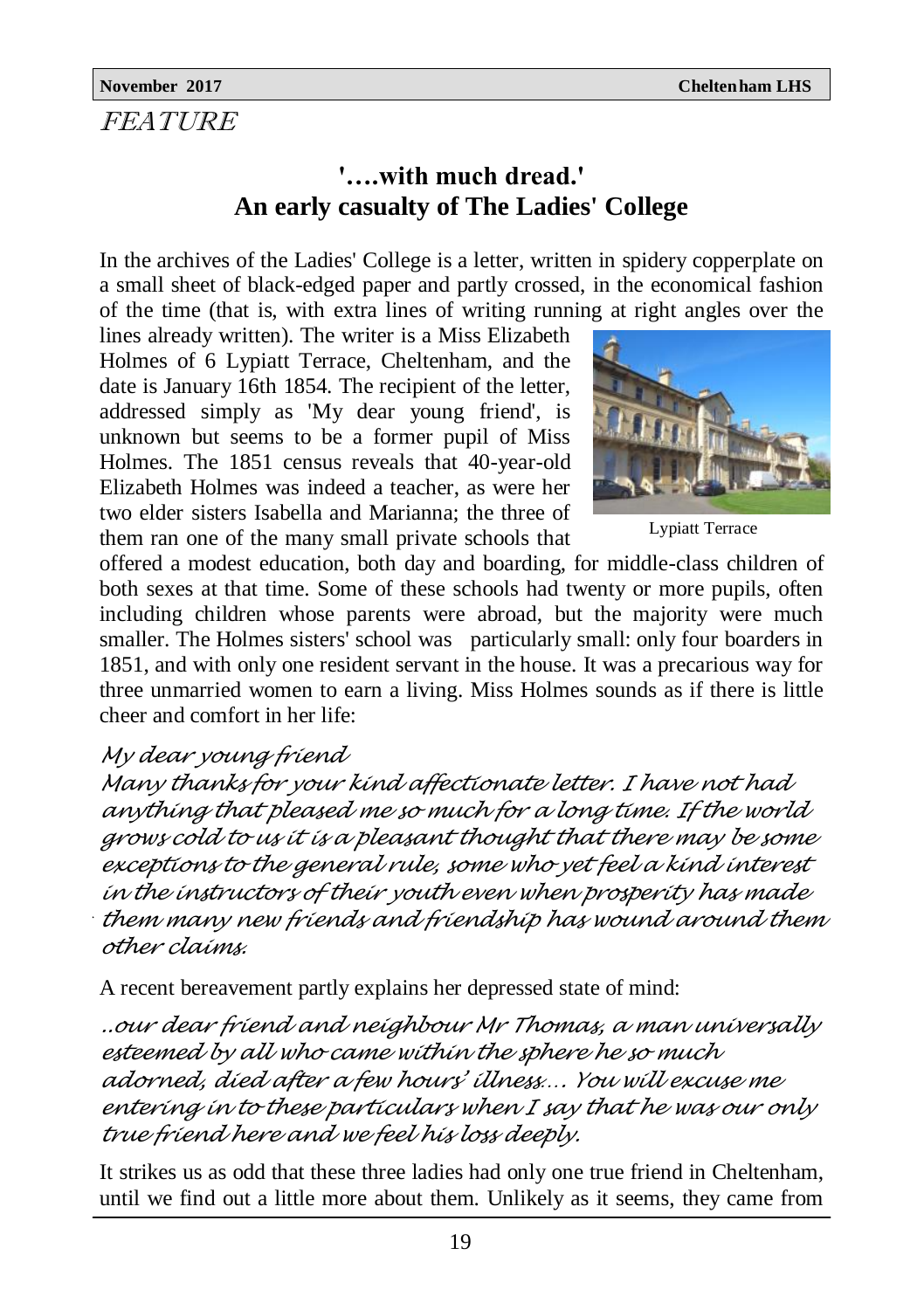FEATURE

## '….with much dread.' An early casualty of The Ladies' College

In the archives of the Ladies' College is a letter, written in spidery copperplate on a small sheet of black-edged paper and partly crossed, in the economical fashion of the time (that is, with extra lines of writing running at right angles over the lines already written). The writer is a Miss Elizabeth Holmes of 6 Lypiatt Terrace, Cheltenham, and the date is January 16th 1854. The recipient of the letter, addressed simply as 'My dear young friend', is unknown but seems to be a former pupil of Miss Holmes. The 1851 census reveals that 40-year-old Elizabeth Holmes was indeed a teacher, as were her two elder sisters Isabella and Marianna; the three of them ran one of the many small private schools that offered a modest education, both day and boarding, for middle-class children of both sexes at that time. Some of these schools had twenty or more pupils, often including children whose parents were abroad, but the majority were much smaller. The Holmes sisters' school was particularly small: only four boarders in 1851, and with only one resident servant in the house. It was a precarious way for three unmarried women to earn a living. Miss Holmes sounds as if there is little cheer and comfort in her life:

Lypiatt Terrace

*My dear young friend*
*Many thanks for your kind affectionate letter. I have not had anything that pleased me so much for a long time. If the world grows cold to us it is a pleasant thought that there may be some exceptions to the general rule, some who yet feel a kind interest in the instructors of their youth even when prosperity has made them many new friends and friendship has wound around them other claims.*

A recent bereavement partly explains her depressed state of mind:

*..our dear friend and neighbour Mr Thomas, a man universally esteemed by all who came within the sphere he so much adorned, died after a few hours' illness…. You will excuse me entering in to these particulars when I say that he was our only true friend here and we feel his loss deeply.*

It strikes us as odd that these three ladies had only one true friend in Cheltenham, until we find out a little more about them. Unlikely as it seems, they came from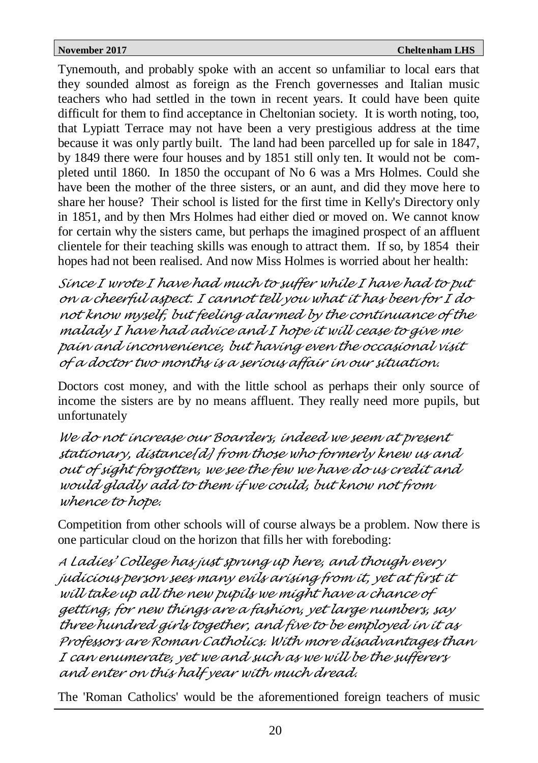Tynemouth, and probably spoke with an accent so unfamiliar to local ears that they sounded almost as foreign as the French governesses and Italian music teachers who had settled in the town in recent years. It could have been quite difficult for them to find acceptance in Cheltonian society. It is worth noting, too, that Lypiatt Terrace may not have been a very prestigious address at the time because it was only partly built. The land had been parcelled up for sale in 1847, by 1849 there were four houses and by 1851 still only ten. It would not be completed until 1860. In 1850 the occupant of No 6 was a Mrs Holmes. Could she have been the mother of the three sisters, or an aunt, and did they move here to share her house? Their school is listed for the first time in Kelly's Directory only in 1851, and by then Mrs Holmes had either died or moved on. We cannot know for certain why the sisters came, but perhaps the imagined prospect of an affluent clientele for their teaching skills was enough to attract them. If so, by 1854 their hopes had not been realised. And now Miss Holmes is worried about her health:

*Since I wrote I have had much to suffer while I have had to put on a cheerful aspect. I cannot tell you what it has been for I do not know myself, but feeling alarmed by the continuance of the malady I have had advice and I hope it will cease to give me pain and inconvenience, but having even the occasional visit of a doctor two months is a serious affair in our situation.*

Doctors cost money, and with the little school as perhaps their only source of income the sisters are by no means affluent. They really need more pupils, but unfortunately

*We do not increase our Boarders, indeed we seem at present stationary, distance[d] from those who formerly knew us and out of sight forgotten, we see the few we have do us credit and would gladly add to them if we could, but know not from whence to hope.*

Competition from other schools will of course always be a problem. Now there is one particular cloud on the horizon that fills her with foreboding:

*A Ladies' College has just sprung up here, and though every judicious person sees many evils arising from it, yet at first it will take up all the new pupils we might have a chance of getting, for new things are a fashion, yet large numbers, say three hundred girls together, and five to be employed in it as Professors are Roman Catholics. With more disadvantages than I can enumerate, yet we and such as we will be the sufferers and enter on this half year with much dread.*

The 'Roman Catholics' would be the aforementioned foreign teachers of music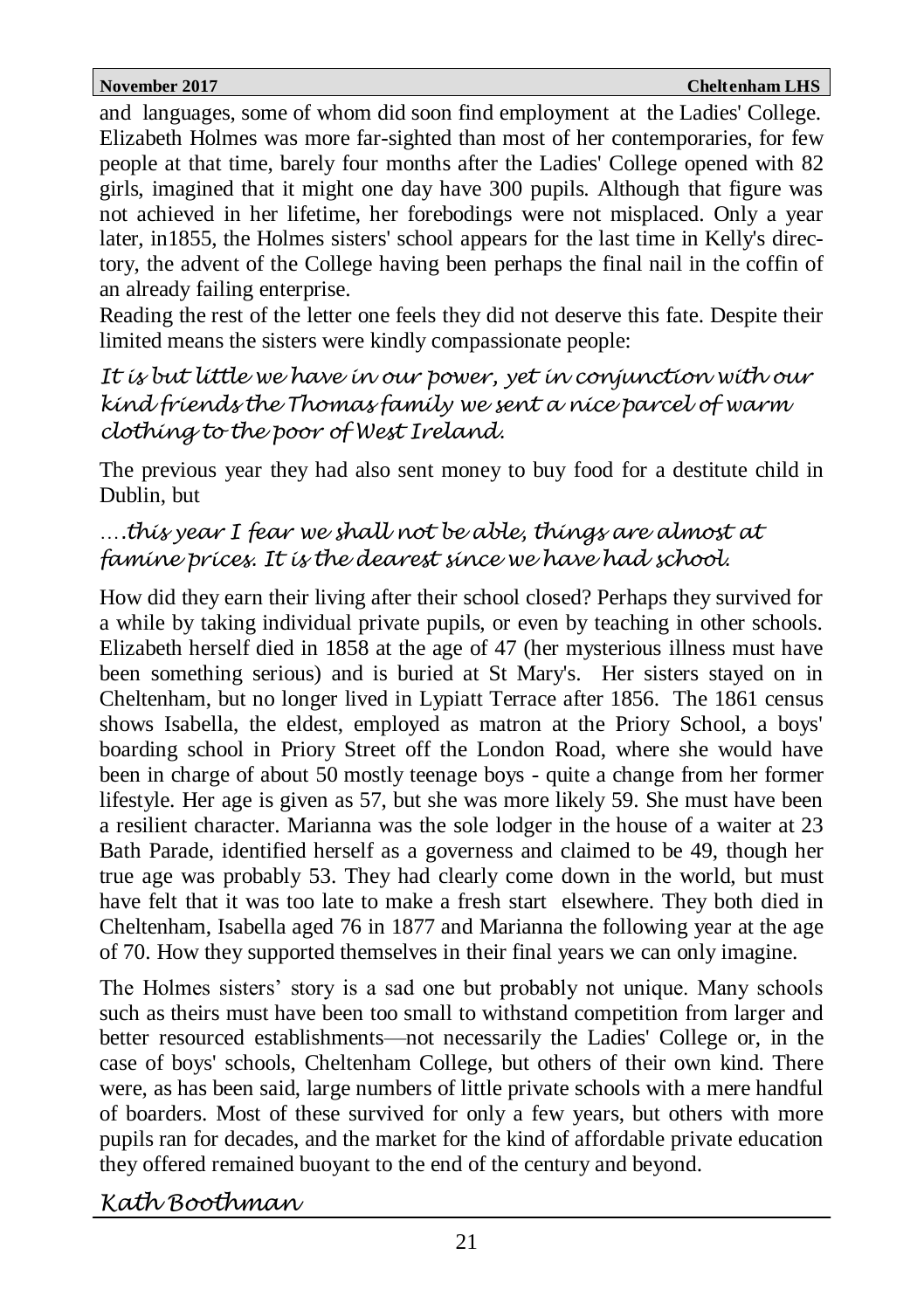and languages, some of whom did soon find employment at the Ladies' College. Elizabeth Holmes was more far-sighted than most of her contemporaries, for few people at that time, barely four months after the Ladies' College opened with 82 girls, imagined that it might one day have 300 pupils. Although that figure was not achieved in her lifetime, her forebodings were not misplaced. Only a year later, in1855, the Holmes sisters' school appears for the last time in Kelly's directory, the advent of the College having been perhaps the final nail in the coffin of an already failing enterprise.

Reading the rest of the letter one feels they did not deserve this fate. Despite their limited means the sisters were kindly compassionate people:

*It is but little we have in our power, yet in conjunction with our kind friends the Thomas family we sent a nice parcel of warm clothing to the poor of West Ireland.*

The previous year they had also sent money to buy food for a destitute child in Dublin, but

….*this year I fear we shall not be able, things are almost at famine prices. It is the dearest since we have had school.*

How did they earn their living after their school closed? Perhaps they survived for a while by taking individual private pupils, or even by teaching in other schools. Elizabeth herself died in 1858 at the age of 47 (her mysterious illness must have been something serious) and is buried at St Mary's. Her sisters stayed on in Cheltenham, but no longer lived in Lypiatt Terrace after 1856. The 1861 census shows Isabella, the eldest, employed as matron at the Priory School, a boys' boarding school in Priory Street off the London Road, where she would have been in charge of about 50 mostly teenage boys - quite a change from her former lifestyle. Her age is given as 57, but she was more likely 59. She must have been a resilient character. Marianna was the sole lodger in the house of a waiter at 23 Bath Parade, identified herself as a governess and claimed to be 49, though her true age was probably 53. They had clearly come down in the world, but must have felt that it was too late to make a fresh start elsewhere. They both died in Cheltenham, Isabella aged 76 in 1877 and Marianna the following year at the age of 70. How they supported themselves in their final years we can only imagine.

The Holmes sisters' story is a sad one but probably not unique. Many schools such as theirs must have been too small to withstand competition from larger and better resourced establishments—not necessarily the Ladies' College or, in the case of boys' schools, Cheltenham College, but others of their own kind. There were, as has been said, large numbers of little private schools with a mere handful of boarders. Most of these survived for only a few years, but others with more pupils ran for decades, and the market for the kind of affordable private education they offered remained buoyant to the end of the century and beyond.

*Kath Boothman*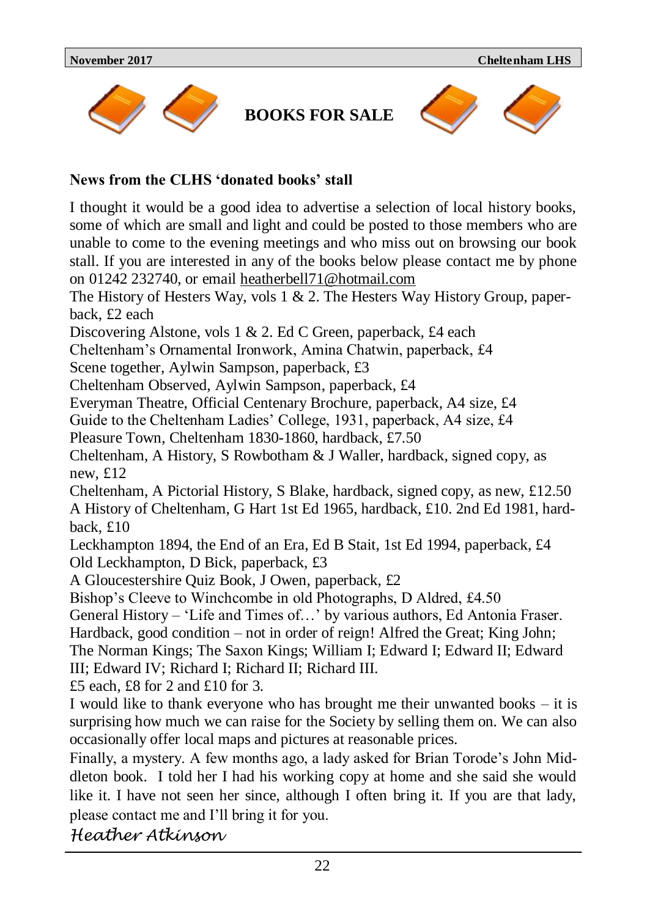# BOOKS FOR SALE

**News from the CLHS 'donated books' stall**

I thought it would be a good idea to advertise a selection of local history books, some of which are small and light and could be posted to those members who are unable to come to the evening meetings and who miss out on browsing our book stall. If you are interested in any of the books below please contact me by phone on 01242 232740, or email heatherbell71@hotmail.com

The History of Hesters Way, vols 1 & 2. The Hesters Way History Group, paperback, £2 each

Discovering Alstone, vols 1 & 2. Ed C Green, paperback, £4 each

Cheltenham's Ornamental Ironwork, Amina Chatwin, paperback, £4

Scene together, Aylwin Sampson, paperback, £3

Cheltenham Observed, Aylwin Sampson, paperback, £4

Everyman Theatre, Official Centenary Brochure, paperback, A4 size, £4

Guide to the Cheltenham Ladies' College, 1931, paperback, A4 size, £4

Pleasure Town, Cheltenham 1830-1860, hardback, £7.50

Cheltenham, A History, S Rowbotham & J Waller, hardback, signed copy, as new, £12

Cheltenham, A Pictorial History, S Blake, hardback, signed copy, as new, £12.50

A History of Cheltenham, G Hart 1st Ed 1965, hardback, £10. 2nd Ed 1981, hardback, £10

Leckhampton 1894, the End of an Era, Ed B Stait, 1st Ed 1994, paperback, £4

Old Leckhampton, D Bick, paperback, £3

A Gloucestershire Quiz Book, J Owen, paperback, £2

Bishop's Cleeve to Winchcombe in old Photographs, D Aldred, £4.50

General History – 'Life and Times of…' by various authors, Ed Antonia Fraser. Hardback, good condition – not in order of reign! Alfred the Great; King John; The Norman Kings; The Saxon Kings; William I; Edward I; Edward II; Edward III; Edward IV; Richard I; Richard II; Richard III.

£5 each, £8 for 2 and £10 for 3.

I would like to thank everyone who has brought me their unwanted books – it is surprising how much we can raise for the Society by selling them on. We can also occasionally offer local maps and pictures at reasonable prices.

Finally, a mystery. A few months ago, a lady asked for Brian Torode's John Middleton book. I told her I had his working copy at home and she said she would like it. I have not seen her since, although I often bring it. If you are that lady, please contact me and I'll bring it for you.

*Heather Atkinson*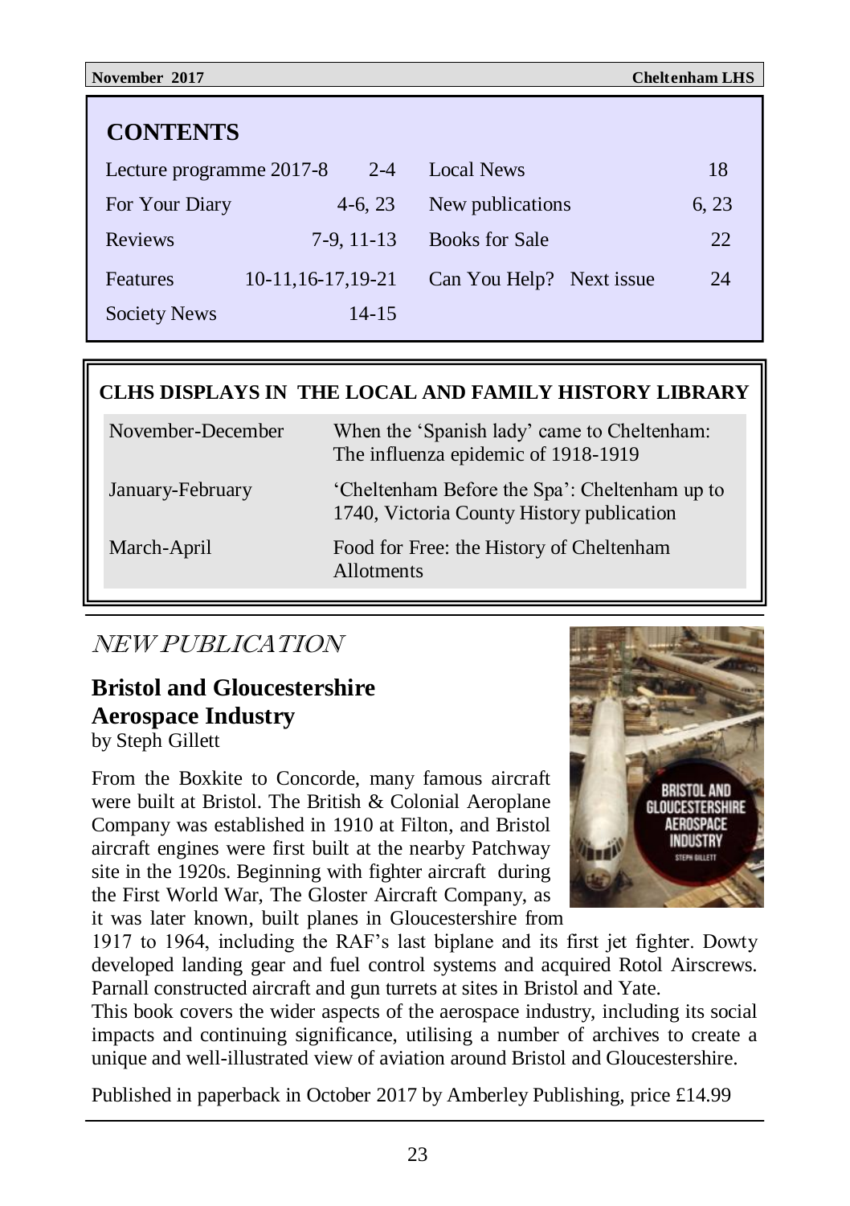## CONTENTS

| | | | |
|---|---|---|---|
| Lecture programme 2017-8 | 2-4 | Local News | 18 |
| For Your Diary | 4-6, 23 | New publications | 6, 23 |
| Reviews | 7-9, 11-13 | Books for Sale | 22 |
| Features | 10-11,16-17,19-21 | Can You Help? Next issue | 24 |
| Society News | 14-15 | | |

## CLHS DISPLAYS IN THE LOCAL AND FAMILY HISTORY LIBRARY

| | |
|---|---|
| November-December | When the 'Spanish lady' came to Cheltenham: The influenza epidemic of 1918-1919 |
| January-February | 'Cheltenham Before the Spa': Cheltenham up to 1740, Victoria County History publication |
| March-April | Food for Free: the History of Cheltenham Allotments |

## *NEW PUBLICATION*

### Bristol and Gloucestershire Aerospace Industry

by Steph Gillett

From the Boxkite to Concorde, many famous aircraft were built at Bristol. The British & Colonial Aeroplane Company was established in 1910 at Filton, and Bristol aircraft engines were first built at the nearby Patchway site in the 1920s. Beginning with fighter aircraft during the First World War, The Gloster Aircraft Company, as it was later known, built planes in Gloucestershire from 1917 to 1964, including the RAF's last biplane and its first jet fighter. Dowty developed landing gear and fuel control systems and acquired Rotol Airscrews. Parnall constructed aircraft and gun turrets at sites in Bristol and Yate.

This book covers the wider aspects of the aerospace industry, including its social impacts and continuing significance, utilising a number of archives to create a unique and well-illustrated view of aviation around Bristol and Gloucestershire.

Published in paperback in October 2017 by Amberley Publishing, price £14.99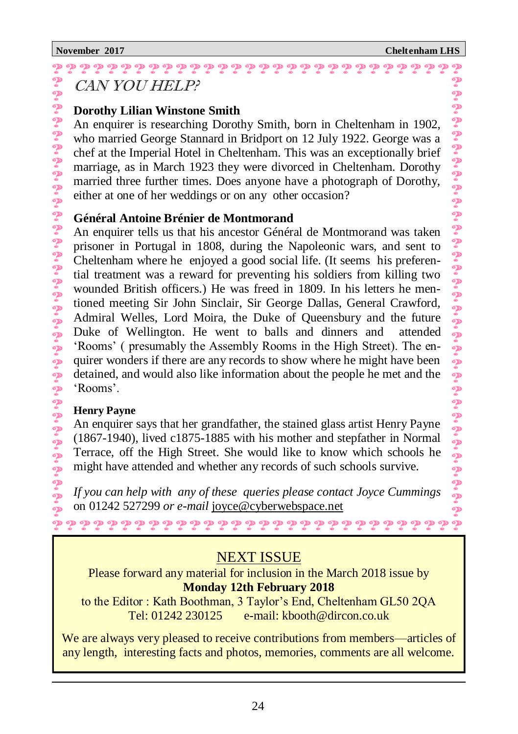## *CAN YOU HELP?*

**Dorothy Lilian Winstone Smith**

An enquirer is researching Dorothy Smith, born in Cheltenham in 1902, who married George Stannard in Bridport on 12 July 1922. George was a chef at the Imperial Hotel in Cheltenham. This was an exceptionally brief marriage, as in March 1923 they were divorced in Cheltenham. Dorothy married three further times. Does anyone have a photograph of Dorothy, either at one of her weddings or on any other occasion?

**Général Antoine Brénier de Montmorand**

An enquirer tells us that his ancestor Général de Montmorand was taken prisoner in Portugal in 1808, during the Napoleonic wars, and sent to Cheltenham where he enjoyed a good social life. (It seems his preferential treatment was a reward for preventing his soldiers from killing two wounded British officers.) He was freed in 1809. In his letters he mentioned meeting Sir John Sinclair, Sir George Dallas, General Crawford, Admiral Welles, Lord Moira, the Duke of Queensbury and the future Duke of Wellington. He went to balls and dinners and attended 'Rooms' ( presumably the Assembly Rooms in the High Street). The enquirer wonders if there are any records to show where he might have been detained, and would also like information about the people he met and the 'Rooms'.

**Henry Payne**

An enquirer says that her grandfather, the stained glass artist Henry Payne (1867-1940), lived c1875-1885 with his mother and stepfather in Normal Terrace, off the High Street. She would like to know which schools he might have attended and whether any records of such schools survive.

*If you can help with any of these queries please contact Joyce Cummings* on 01242 527299 *or e-mail* joyce@cyberwebspace.net

## NEXT ISSUE

Please forward any material for inclusion in the March 2018 issue by
**Monday 12th February 2018**
to the Editor : Kath Boothman, 3 Taylor's End, Cheltenham GL50 2QA
Tel: 01242 230125 e-mail: kbooth@dircon.co.uk

We are always very pleased to receive contributions from members—articles of any length, interesting facts and photos, memories, comments are all welcome.